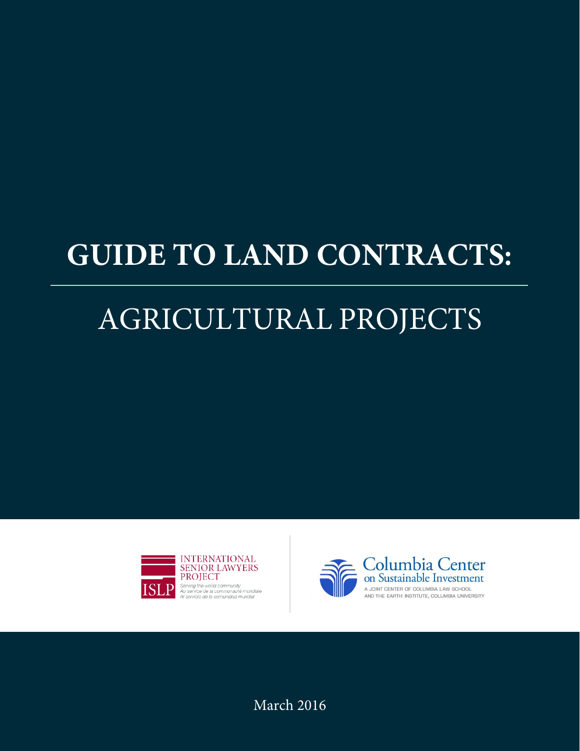# GUIDE TO LAND CONTRACTS:

## AGRICULTURAL PROJECTS

INTERNATIONAL SENIOR LAWYERS PROJECT

ISLP

Serving the world community
Au service de la communauté mondiale
Al servicio de la comunidad mundial

Columbia Center on Sustainable Investment

A JOINT CENTER OF COLUMBIA LAW SCHOOL AND THE EARTH INSTITUTE, COLUMBIA UNIVERSITY

March 2016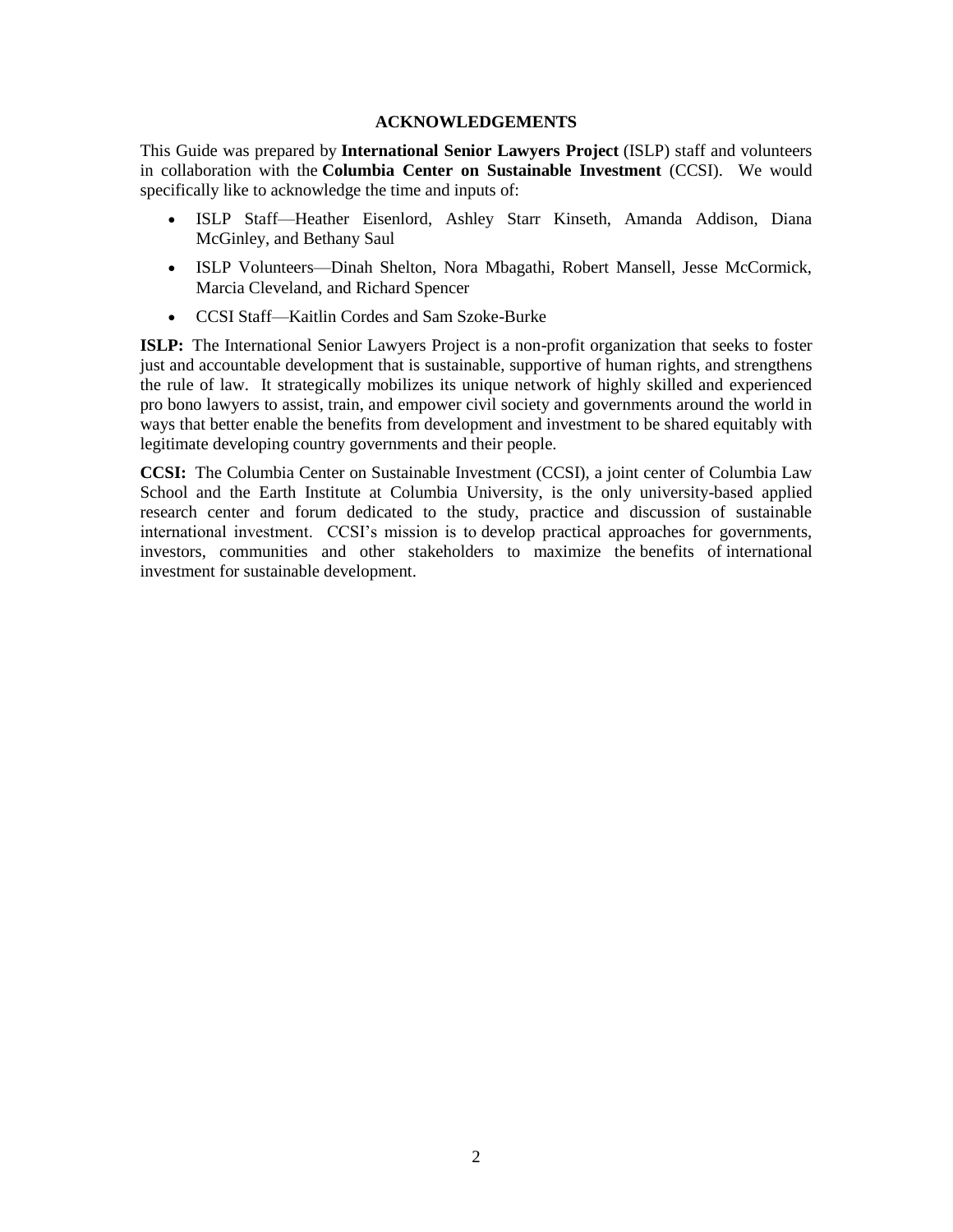## ACKNOWLEDGEMENTS

This Guide was prepared by **International Senior Lawyers Project** (ISLP) staff and volunteers in collaboration with the **Columbia Center on Sustainable Investment** (CCSI). We would specifically like to acknowledge the time and inputs of:

- ISLP Staff—Heather Eisenlord, Ashley Starr Kinseth, Amanda Addison, Diana McGinley, and Bethany Saul
- ISLP Volunteers—Dinah Shelton, Nora Mbagathi, Robert Mansell, Jesse McCormick, Marcia Cleveland, and Richard Spencer
- CCSI Staff—Kaitlin Cordes and Sam Szoke-Burke

**ISLP:** The International Senior Lawyers Project is a non-profit organization that seeks to foster just and accountable development that is sustainable, supportive of human rights, and strengthens the rule of law. It strategically mobilizes its unique network of highly skilled and experienced pro bono lawyers to assist, train, and empower civil society and governments around the world in ways that better enable the benefits from development and investment to be shared equitably with legitimate developing country governments and their people.

**CCSI:** The Columbia Center on Sustainable Investment (CCSI), a joint center of Columbia Law School and the Earth Institute at Columbia University, is the only university-based applied research center and forum dedicated to the study, practice and discussion of sustainable international investment. CCSI's mission is to develop practical approaches for governments, investors, communities and other stakeholders to maximize the benefits of international investment for sustainable development.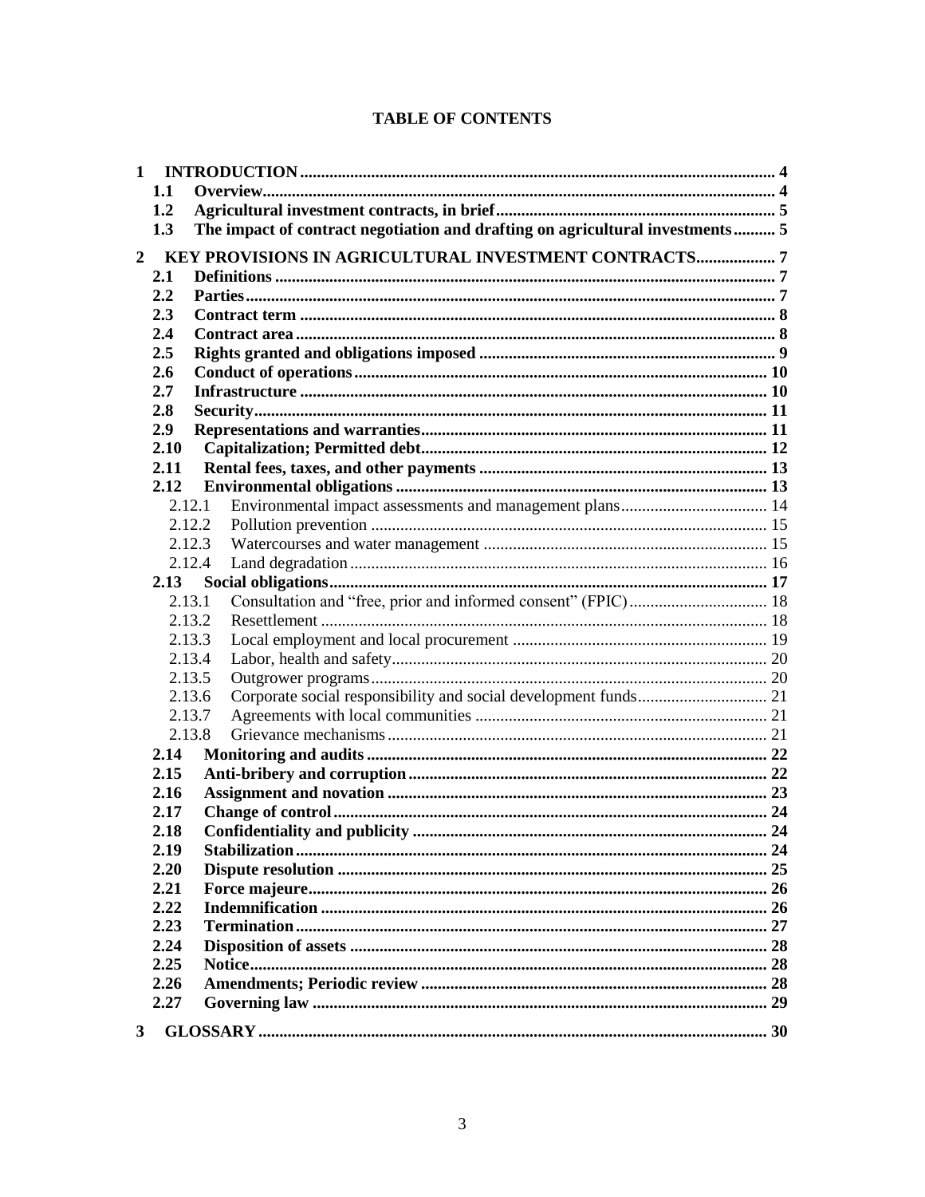# TABLE OF CONTENTS

- **1 INTRODUCTION** ..... 4
  - **1.1 Overview** ..... 4
  - **1.2 Agricultural investment contracts, in brief** ..... 5
  - **1.3 The impact of contract negotiation and drafting on agricultural investments** ..... 5
- **2 KEY PROVISIONS IN AGRICULTURAL INVESTMENT CONTRACTS** ..... 7
  - **2.1 Definitions** ..... 7
  - **2.2 Parties** ..... 7
  - **2.3 Contract term** ..... 8
  - **2.4 Contract area** ..... 8
  - **2.5 Rights granted and obligations imposed** ..... 9
  - **2.6 Conduct of operations** ..... 10
  - **2.7 Infrastructure** ..... 10
  - **2.8 Security** ..... 11
  - **2.9 Representations and warranties** ..... 11
  - **2.10 Capitalization; Permitted debt** ..... 12
  - **2.11 Rental fees, taxes, and other payments** ..... 13
  - **2.12 Environmental obligations** ..... 13
    - 2.12.1 Environmental impact assessments and management plans ..... 14
    - 2.12.2 Pollution prevention ..... 15
    - 2.12.3 Watercourses and water management ..... 15
    - 2.12.4 Land degradation ..... 16
  - **2.13 Social obligations** ..... 17
    - 2.13.1 Consultation and "free, prior and informed consent" (FPIC) ..... 18
    - 2.13.2 Resettlement ..... 18
    - 2.13.3 Local employment and local procurement ..... 19
    - 2.13.4 Labor, health and safety ..... 20
    - 2.13.5 Outgrower programs ..... 20
    - 2.13.6 Corporate social responsibility and social development funds ..... 21
    - 2.13.7 Agreements with local communities ..... 21
    - 2.13.8 Grievance mechanisms ..... 21
  - **2.14 Monitoring and audits** ..... 22
  - **2.15 Anti-bribery and corruption** ..... 22
  - **2.16 Assignment and novation** ..... 23
  - **2.17 Change of control** ..... 24
  - **2.18 Confidentiality and publicity** ..... 24
  - **2.19 Stabilization** ..... 24
  - **2.20 Dispute resolution** ..... 25
  - **2.21 Force majeure** ..... 26
  - **2.22 Indemnification** ..... 26
  - **2.23 Termination** ..... 27
  - **2.24 Disposition of assets** ..... 28
  - **2.25 Notice** ..... 28
  - **2.26 Amendments; Periodic review** ..... 28
  - **2.27 Governing law** ..... 29
- **3 GLOSSARY** ..... 30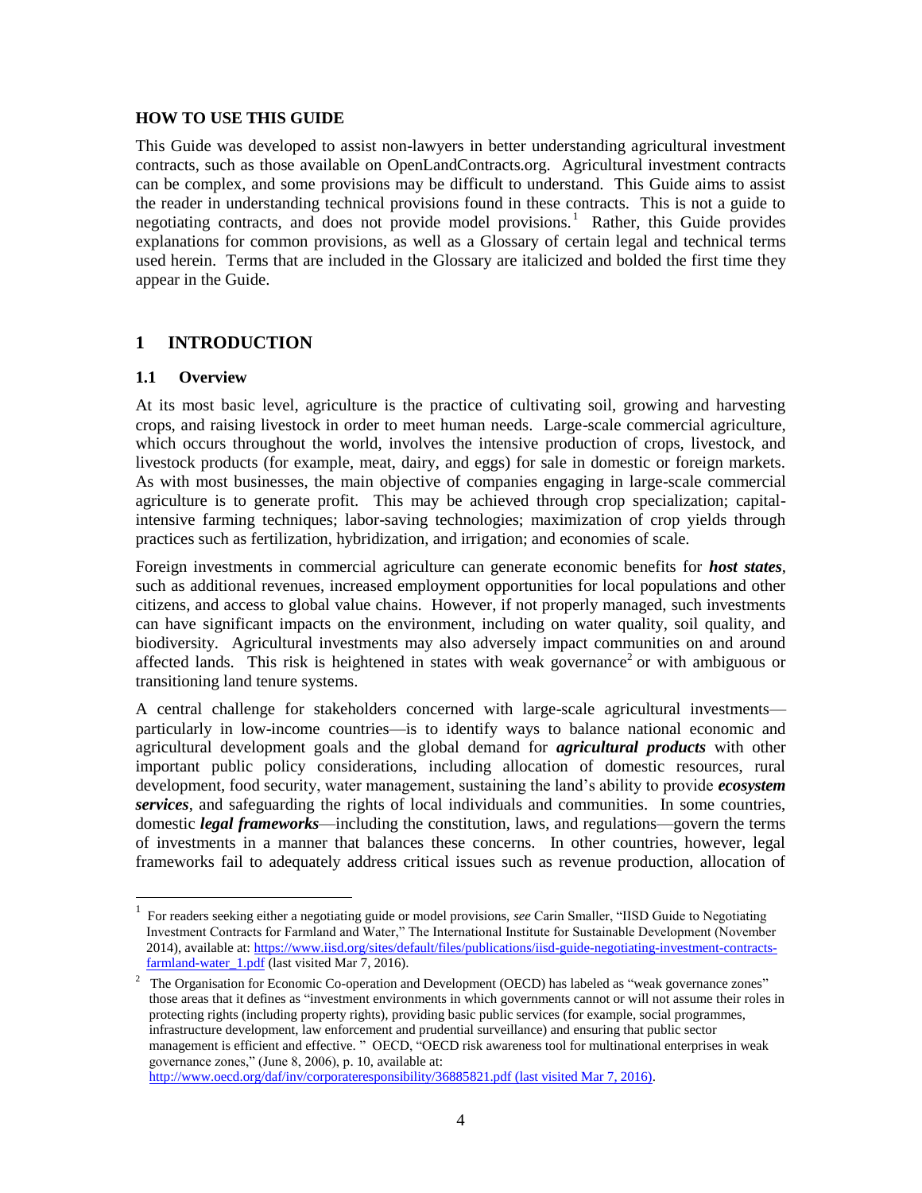**HOW TO USE THIS GUIDE**

This Guide was developed to assist non-lawyers in better understanding agricultural investment contracts, such as those available on OpenLandContracts.org. Agricultural investment contracts can be complex, and some provisions may be difficult to understand. This Guide aims to assist the reader in understanding technical provisions found in these contracts. This is not a guide to negotiating contracts, and does not provide model provisions.[1] Rather, this Guide provides explanations for common provisions, as well as a Glossary of certain legal and technical terms used herein. Terms that are included in the Glossary are italicized and bolded the first time they appear in the Guide.

# 1 INTRODUCTION

## 1.1 Overview

At its most basic level, agriculture is the practice of cultivating soil, growing and harvesting crops, and raising livestock in order to meet human needs. Large-scale commercial agriculture, which occurs throughout the world, involves the intensive production of crops, livestock, and livestock products (for example, meat, dairy, and eggs) for sale in domestic or foreign markets. As with most businesses, the main objective of companies engaging in large-scale commercial agriculture is to generate profit. This may be achieved through crop specialization; capital-intensive farming techniques; labor-saving technologies; maximization of crop yields through practices such as fertilization, hybridization, and irrigation; and economies of scale.

Foreign investments in commercial agriculture can generate economic benefits for ***host states***, such as additional revenues, increased employment opportunities for local populations and other citizens, and access to global value chains. However, if not properly managed, such investments can have significant impacts on the environment, including on water quality, soil quality, and biodiversity. Agricultural investments may also adversely impact communities on and around affected lands. This risk is heightened in states with weak governance[2] or with ambiguous or transitioning land tenure systems.

A central challenge for stakeholders concerned with large-scale agricultural investments—particularly in low-income countries—is to identify ways to balance national economic and agricultural development goals and the global demand for ***agricultural products*** with other important public policy considerations, including allocation of domestic resources, rural development, food security, water management, sustaining the land's ability to provide ***ecosystem services***, and safeguarding the rights of local individuals and communities. In some countries, domestic ***legal frameworks***—including the constitution, laws, and regulations—govern the terms of investments in a manner that balances these concerns. In other countries, however, legal frameworks fail to adequately address critical issues such as revenue production, allocation of

---

[1] For readers seeking either a negotiating guide or model provisions, *see* Carin Smaller, "IISD Guide to Negotiating Investment Contracts for Farmland and Water," The International Institute for Sustainable Development (November 2014), available at: https://www.iisd.org/sites/default/files/publications/iisd-guide-negotiating-investment-contracts-farmland-water_1.pdf (last visited Mar 7, 2016).

[2] The Organisation for Economic Co-operation and Development (OECD) has labeled as "weak governance zones" those areas that it defines as "investment environments in which governments cannot or will not assume their roles in protecting rights (including property rights), providing basic public services (for example, social programmes, infrastructure development, law enforcement and prudential surveillance) and ensuring that public sector management is efficient and effective. " OECD, "OECD risk awareness tool for multinational enterprises in weak governance zones," (June 8, 2006), p. 10, available at: http://www.oecd.org/daf/inv/corporateresponsibility/36885821.pdf (last visited Mar 7, 2016).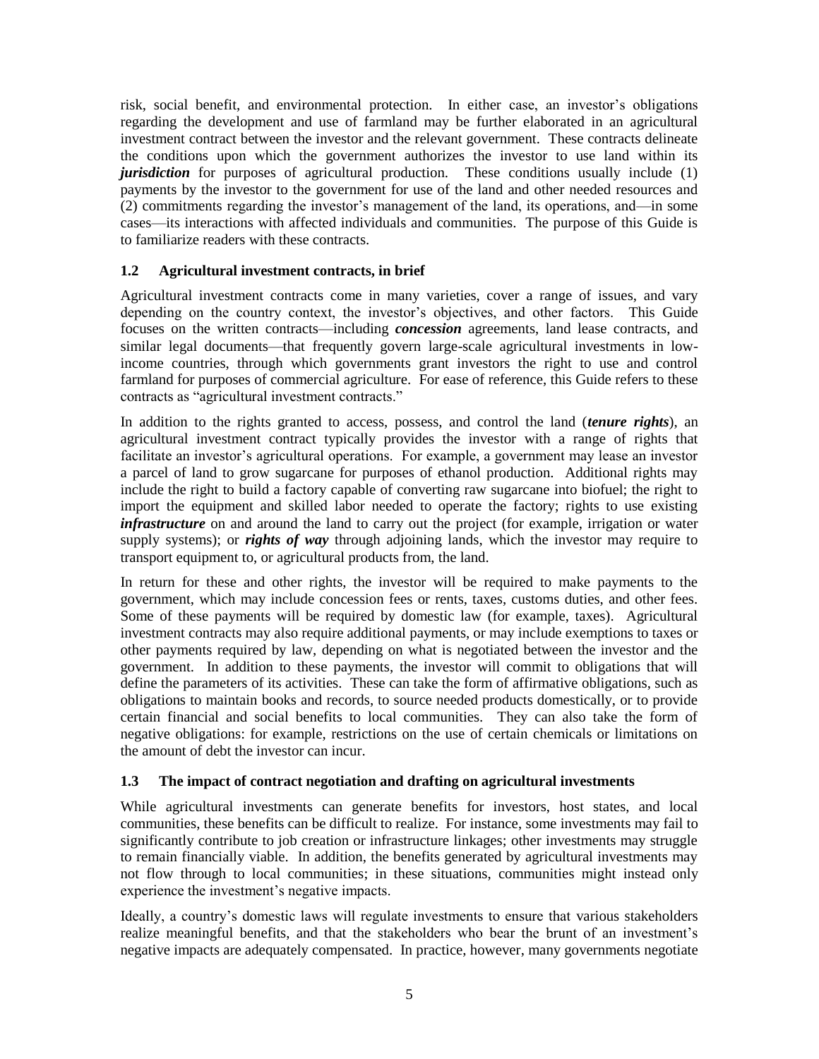risk, social benefit, and environmental protection. In either case, an investor's obligations regarding the development and use of farmland may be further elaborated in an agricultural investment contract between the investor and the relevant government. These contracts delineate the conditions upon which the government authorizes the investor to use land within its ***jurisdiction*** for purposes of agricultural production. These conditions usually include (1) payments by the investor to the government for use of the land and other needed resources and (2) commitments regarding the investor's management of the land, its operations, and—in some cases—its interactions with affected individuals and communities. The purpose of this Guide is to familiarize readers with these contracts.

### 1.2 Agricultural investment contracts, in brief

Agricultural investment contracts come in many varieties, cover a range of issues, and vary depending on the country context, the investor's objectives, and other factors. This Guide focuses on the written contracts—including ***concession*** agreements, land lease contracts, and similar legal documents—that frequently govern large-scale agricultural investments in low-income countries, through which governments grant investors the right to use and control farmland for purposes of commercial agriculture. For ease of reference, this Guide refers to these contracts as "agricultural investment contracts."

In addition to the rights granted to access, possess, and control the land (***tenure rights***), an agricultural investment contract typically provides the investor with a range of rights that facilitate an investor's agricultural operations. For example, a government may lease an investor a parcel of land to grow sugarcane for purposes of ethanol production. Additional rights may include the right to build a factory capable of converting raw sugarcane into biofuel; the right to import the equipment and skilled labor needed to operate the factory; rights to use existing ***infrastructure*** on and around the land to carry out the project (for example, irrigation or water supply systems); or ***rights of way*** through adjoining lands, which the investor may require to transport equipment to, or agricultural products from, the land.

In return for these and other rights, the investor will be required to make payments to the government, which may include concession fees or rents, taxes, customs duties, and other fees. Some of these payments will be required by domestic law (for example, taxes). Agricultural investment contracts may also require additional payments, or may include exemptions to taxes or other payments required by law, depending on what is negotiated between the investor and the government. In addition to these payments, the investor will commit to obligations that will define the parameters of its activities. These can take the form of affirmative obligations, such as obligations to maintain books and records, to source needed products domestically, or to provide certain financial and social benefits to local communities. They can also take the form of negative obligations: for example, restrictions on the use of certain chemicals or limitations on the amount of debt the investor can incur.

### 1.3 The impact of contract negotiation and drafting on agricultural investments

While agricultural investments can generate benefits for investors, host states, and local communities, these benefits can be difficult to realize. For instance, some investments may fail to significantly contribute to job creation or infrastructure linkages; other investments may struggle to remain financially viable. In addition, the benefits generated by agricultural investments may not flow through to local communities; in these situations, communities might instead only experience the investment's negative impacts.

Ideally, a country's domestic laws will regulate investments to ensure that various stakeholders realize meaningful benefits, and that the stakeholders who bear the brunt of an investment's negative impacts are adequately compensated. In practice, however, many governments negotiate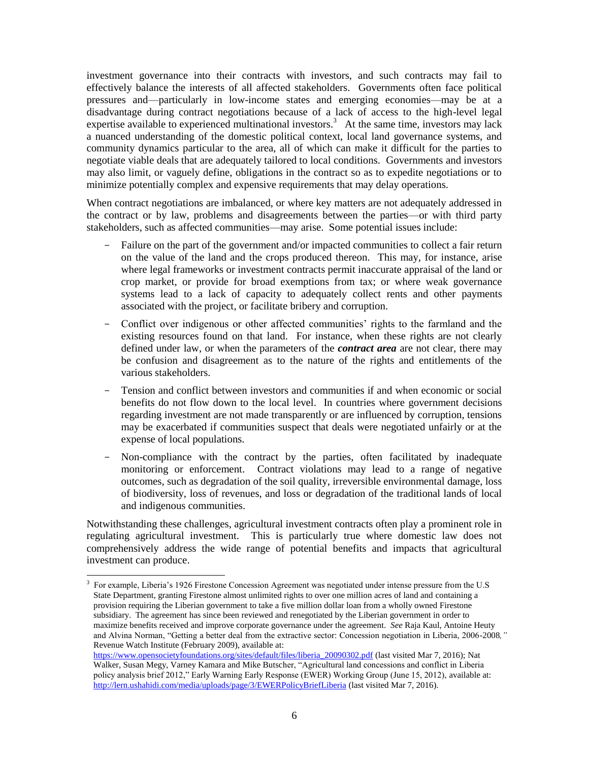investment governance into their contracts with investors, and such contracts may fail to effectively balance the interests of all affected stakeholders. Governments often face political pressures and—particularly in low-income states and emerging economies—may be at a disadvantage during contract negotiations because of a lack of access to the high-level legal expertise available to experienced multinational investors.[3] At the same time, investors may lack a nuanced understanding of the domestic political context, local land governance systems, and community dynamics particular to the area, all of which can make it difficult for the parties to negotiate viable deals that are adequately tailored to local conditions. Governments and investors may also limit, or vaguely define, obligations in the contract so as to expedite negotiations or to minimize potentially complex and expensive requirements that may delay operations.

When contract negotiations are imbalanced, or where key matters are not adequately addressed in the contract or by law, problems and disagreements between the parties—or with third party stakeholders, such as affected communities—may arise. Some potential issues include:

- Failure on the part of the government and/or impacted communities to collect a fair return on the value of the land and the crops produced thereon. This may, for instance, arise where legal frameworks or investment contracts permit inaccurate appraisal of the land or crop market, or provide for broad exemptions from tax; or where weak governance systems lead to a lack of capacity to adequately collect rents and other payments associated with the project, or facilitate bribery and corruption.
- Conflict over indigenous or other affected communities' rights to the farmland and the existing resources found on that land. For instance, when these rights are not clearly defined under law, or when the parameters of the ***contract area*** are not clear, there may be confusion and disagreement as to the nature of the rights and entitlements of the various stakeholders.
- Tension and conflict between investors and communities if and when economic or social benefits do not flow down to the local level. In countries where government decisions regarding investment are not made transparently or are influenced by corruption, tensions may be exacerbated if communities suspect that deals were negotiated unfairly or at the expense of local populations.
- Non-compliance with the contract by the parties, often facilitated by inadequate monitoring or enforcement. Contract violations may lead to a range of negative outcomes, such as degradation of the soil quality, irreversible environmental damage, loss of biodiversity, loss of revenues, and loss or degradation of the traditional lands of local and indigenous communities.

Notwithstanding these challenges, agricultural investment contracts often play a prominent role in regulating agricultural investment. This is particularly true where domestic law does not comprehensively address the wide range of potential benefits and impacts that agricultural investment can produce.

---

[3] For example, Liberia's 1926 Firestone Concession Agreement was negotiated under intense pressure from the U.S State Department, granting Firestone almost unlimited rights to over one million acres of land and containing a provision requiring the Liberian government to take a five million dollar loan from a wholly owned Firestone subsidiary. The agreement has since been reviewed and renegotiated by the Liberian government in order to maximize benefits received and improve corporate governance under the agreement. *See* Raja Kaul, Antoine Heuty and Alvina Norman, "Getting a better deal from the extractive sector: Concession negotiation in Liberia, 2006-2008*,"* Revenue Watch Institute (February 2009), available at: https://www.opensocietyfoundations.org/sites/default/files/liberia_20090302.pdf (last visited Mar 7, 2016); Nat Walker, Susan Megy, Varney Kamara and Mike Butscher, "Agricultural land concessions and conflict in Liberia policy analysis brief 2012," Early Warning Early Response (EWER) Working Group (June 15, 2012), available at: http://lern.ushahidi.com/media/uploads/page/3/EWERPolicyBriefLiberia (last visited Mar 7, 2016).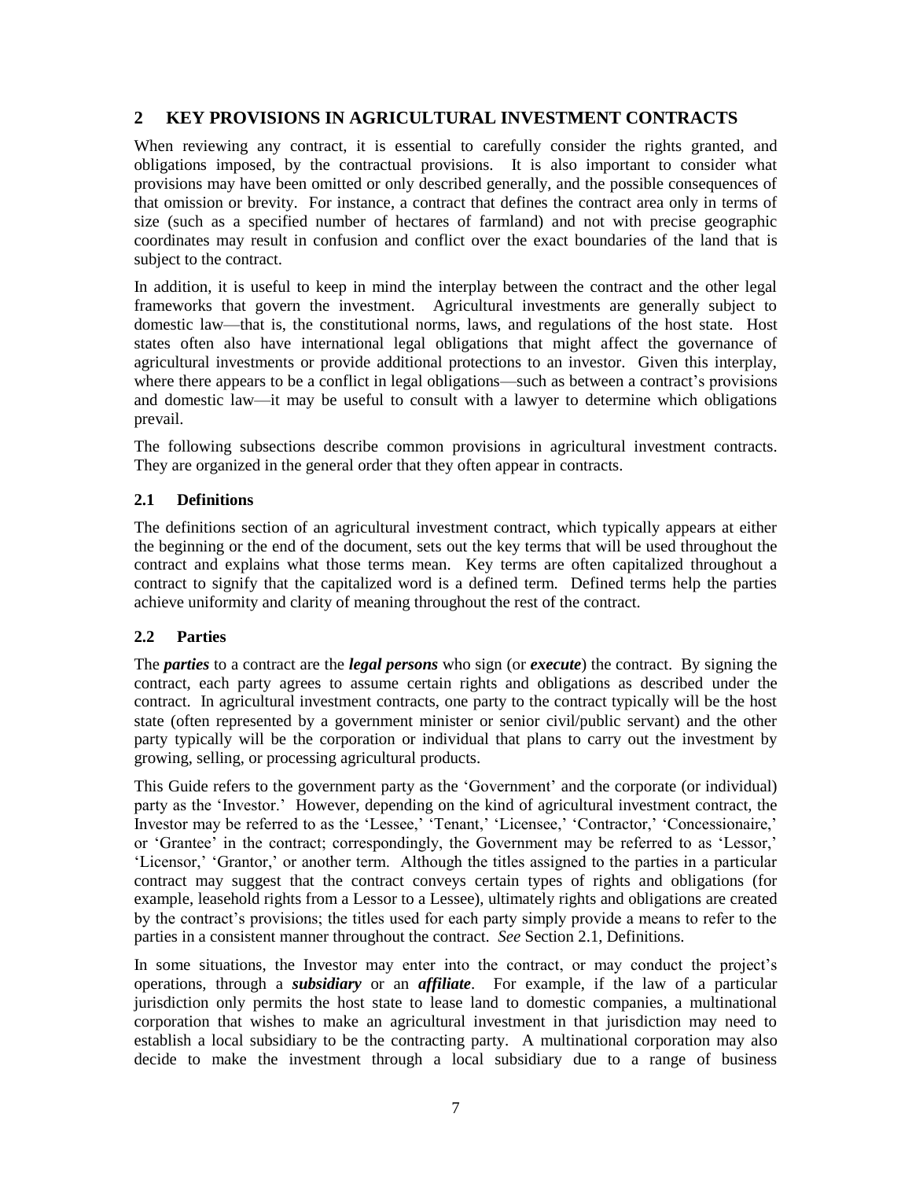## 2 KEY PROVISIONS IN AGRICULTURAL INVESTMENT CONTRACTS

When reviewing any contract, it is essential to carefully consider the rights granted, and obligations imposed, by the contractual provisions. It is also important to consider what provisions may have been omitted or only described generally, and the possible consequences of that omission or brevity. For instance, a contract that defines the contract area only in terms of size (such as a specified number of hectares of farmland) and not with precise geographic coordinates may result in confusion and conflict over the exact boundaries of the land that is subject to the contract.

In addition, it is useful to keep in mind the interplay between the contract and the other legal frameworks that govern the investment. Agricultural investments are generally subject to domestic law—that is, the constitutional norms, laws, and regulations of the host state. Host states often also have international legal obligations that might affect the governance of agricultural investments or provide additional protections to an investor. Given this interplay, where there appears to be a conflict in legal obligations—such as between a contract's provisions and domestic law—it may be useful to consult with a lawyer to determine which obligations prevail.

The following subsections describe common provisions in agricultural investment contracts. They are organized in the general order that they often appear in contracts.

### 2.1 Definitions

The definitions section of an agricultural investment contract, which typically appears at either the beginning or the end of the document, sets out the key terms that will be used throughout the contract and explains what those terms mean. Key terms are often capitalized throughout a contract to signify that the capitalized word is a defined term. Defined terms help the parties achieve uniformity and clarity of meaning throughout the rest of the contract.

### 2.2 Parties

The ***parties*** to a contract are the ***legal persons*** who sign (or ***execute***) the contract. By signing the contract, each party agrees to assume certain rights and obligations as described under the contract. In agricultural investment contracts, one party to the contract typically will be the host state (often represented by a government minister or senior civil/public servant) and the other party typically will be the corporation or individual that plans to carry out the investment by growing, selling, or processing agricultural products.

This Guide refers to the government party as the 'Government' and the corporate (or individual) party as the 'Investor.' However, depending on the kind of agricultural investment contract, the Investor may be referred to as the 'Lessee,' 'Tenant,' 'Licensee,' 'Contractor,' 'Concessionaire,' or 'Grantee' in the contract; correspondingly, the Government may be referred to as 'Lessor,' 'Licensor,' 'Grantor,' or another term. Although the titles assigned to the parties in a particular contract may suggest that the contract conveys certain types of rights and obligations (for example, leasehold rights from a Lessor to a Lessee), ultimately rights and obligations are created by the contract's provisions; the titles used for each party simply provide a means to refer to the parties in a consistent manner throughout the contract. *See* Section 2.1, Definitions.

In some situations, the Investor may enter into the contract, or may conduct the project's operations, through a ***subsidiary*** or an ***affiliate***. For example, if the law of a particular jurisdiction only permits the host state to lease land to domestic companies, a multinational corporation that wishes to make an agricultural investment in that jurisdiction may need to establish a local subsidiary to be the contracting party. A multinational corporation may also decide to make the investment through a local subsidiary due to a range of business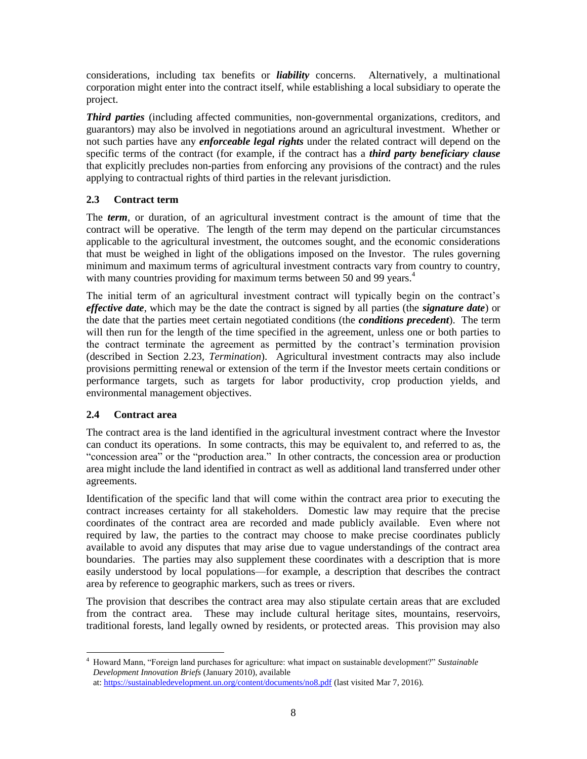considerations, including tax benefits or ***liability*** concerns. Alternatively, a multinational corporation might enter into the contract itself, while establishing a local subsidiary to operate the project.

***Third parties*** (including affected communities, non-governmental organizations, creditors, and guarantors) may also be involved in negotiations around an agricultural investment. Whether or not such parties have any ***enforceable legal rights*** under the related contract will depend on the specific terms of the contract (for example, if the contract has a ***third party beneficiary clause*** that explicitly precludes non-parties from enforcing any provisions of the contract) and the rules applying to contractual rights of third parties in the relevant jurisdiction.

### 2.3 Contract term

The ***term***, or duration, of an agricultural investment contract is the amount of time that the contract will be operative. The length of the term may depend on the particular circumstances applicable to the agricultural investment, the outcomes sought, and the economic considerations that must be weighed in light of the obligations imposed on the Investor. The rules governing minimum and maximum terms of agricultural investment contracts vary from country to country, with many countries providing for maximum terms between 50 and 99 years.[4]

The initial term of an agricultural investment contract will typically begin on the contract's ***effective date***, which may be the date the contract is signed by all parties (the ***signature date***) or the date that the parties meet certain negotiated conditions (the ***conditions precedent***). The term will then run for the length of the time specified in the agreement, unless one or both parties to the contract terminate the agreement as permitted by the contract's termination provision (described in Section 2.23, *Termination*). Agricultural investment contracts may also include provisions permitting renewal or extension of the term if the Investor meets certain conditions or performance targets, such as targets for labor productivity, crop production yields, and environmental management objectives.

### 2.4 Contract area

The contract area is the land identified in the agricultural investment contract where the Investor can conduct its operations. In some contracts, this may be equivalent to, and referred to as, the "concession area" or the "production area." In other contracts, the concession area or production area might include the land identified in contract as well as additional land transferred under other agreements.

Identification of the specific land that will come within the contract area prior to executing the contract increases certainty for all stakeholders. Domestic law may require that the precise coordinates of the contract area are recorded and made publicly available. Even where not required by law, the parties to the contract may choose to make precise coordinates publicly available to avoid any disputes that may arise due to vague understandings of the contract area boundaries. The parties may also supplement these coordinates with a description that is more easily understood by local populations—for example, a description that describes the contract area by reference to geographic markers, such as trees or rivers.

The provision that describes the contract area may also stipulate certain areas that are excluded from the contract area. These may include cultural heritage sites, mountains, reservoirs, traditional forests, land legally owned by residents, or protected areas. This provision may also

[4] Howard Mann, "Foreign land purchases for agriculture: what impact on sustainable development?" *Sustainable Development Innovation Briefs* (January 2010), available at: https://sustainabledevelopment.un.org/content/documents/no8.pdf (last visited Mar 7, 2016).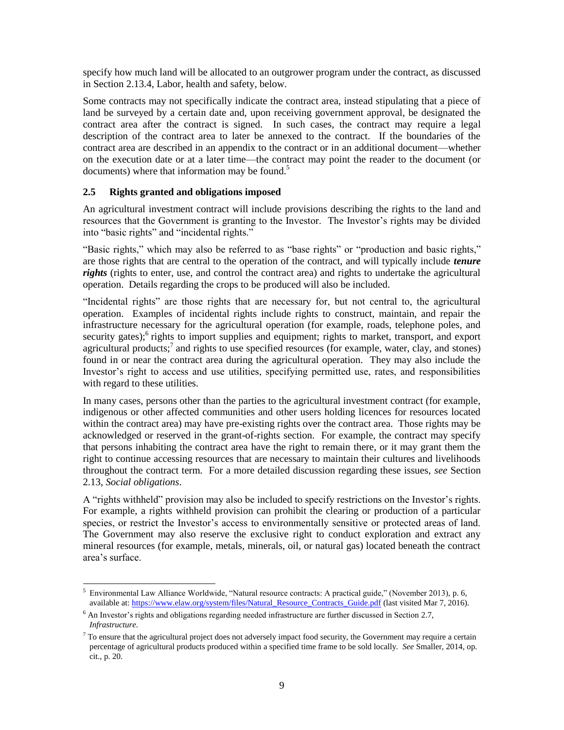specify how much land will be allocated to an outgrower program under the contract, as discussed in Section 2.13.4, Labor, health and safety, below.

Some contracts may not specifically indicate the contract area, instead stipulating that a piece of land be surveyed by a certain date and, upon receiving government approval, be designated the contract area after the contract is signed. In such cases, the contract may require a legal description of the contract area to later be annexed to the contract. If the boundaries of the contract area are described in an appendix to the contract or in an additional document—whether on the execution date or at a later time—the contract may point the reader to the document (or documents) where that information may be found.[5]

## 2.5 Rights granted and obligations imposed

An agricultural investment contract will include provisions describing the rights to the land and resources that the Government is granting to the Investor. The Investor's rights may be divided into "basic rights" and "incidental rights."

"Basic rights," which may also be referred to as "base rights" or "production and basic rights," are those rights that are central to the operation of the contract, and will typically include ***tenure rights*** (rights to enter, use, and control the contract area) and rights to undertake the agricultural operation. Details regarding the crops to be produced will also be included.

"Incidental rights" are those rights that are necessary for, but not central to, the agricultural operation. Examples of incidental rights include rights to construct, maintain, and repair the infrastructure necessary for the agricultural operation (for example, roads, telephone poles, and security gates);[6] rights to import supplies and equipment; rights to market, transport, and export agricultural products;[7] and rights to use specified resources (for example, water, clay, and stones) found in or near the contract area during the agricultural operation. They may also include the Investor's right to access and use utilities, specifying permitted use, rates, and responsibilities with regard to these utilities.

In many cases, persons other than the parties to the agricultural investment contract (for example, indigenous or other affected communities and other users holding licences for resources located within the contract area) may have pre-existing rights over the contract area. Those rights may be acknowledged or reserved in the grant-of-rights section. For example, the contract may specify that persons inhabiting the contract area have the right to remain there, or it may grant them the right to continue accessing resources that are necessary to maintain their cultures and livelihoods throughout the contract term. For a more detailed discussion regarding these issues, *see* Section 2.13, *Social obligations*.

A "rights withheld" provision may also be included to specify restrictions on the Investor's rights. For example, a rights withheld provision can prohibit the clearing or production of a particular species, or restrict the Investor's access to environmentally sensitive or protected areas of land. The Government may also reserve the exclusive right to conduct exploration and extract any mineral resources (for example, metals, minerals, oil, or natural gas) located beneath the contract area's surface.

---

[5] Environmental Law Alliance Worldwide, "Natural resource contracts: A practical guide," (November 2013), p. 6, available at: https://www.elaw.org/system/files/Natural_Resource_Contracts_Guide.pdf (last visited Mar 7, 2016).

[6] An Investor's rights and obligations regarding needed infrastructure are further discussed in Section 2.7, *Infrastructure*.

[7] To ensure that the agricultural project does not adversely impact food security, the Government may require a certain percentage of agricultural products produced within a specified time frame to be sold locally. *See* Smaller, 2014, op. cit., p. 20.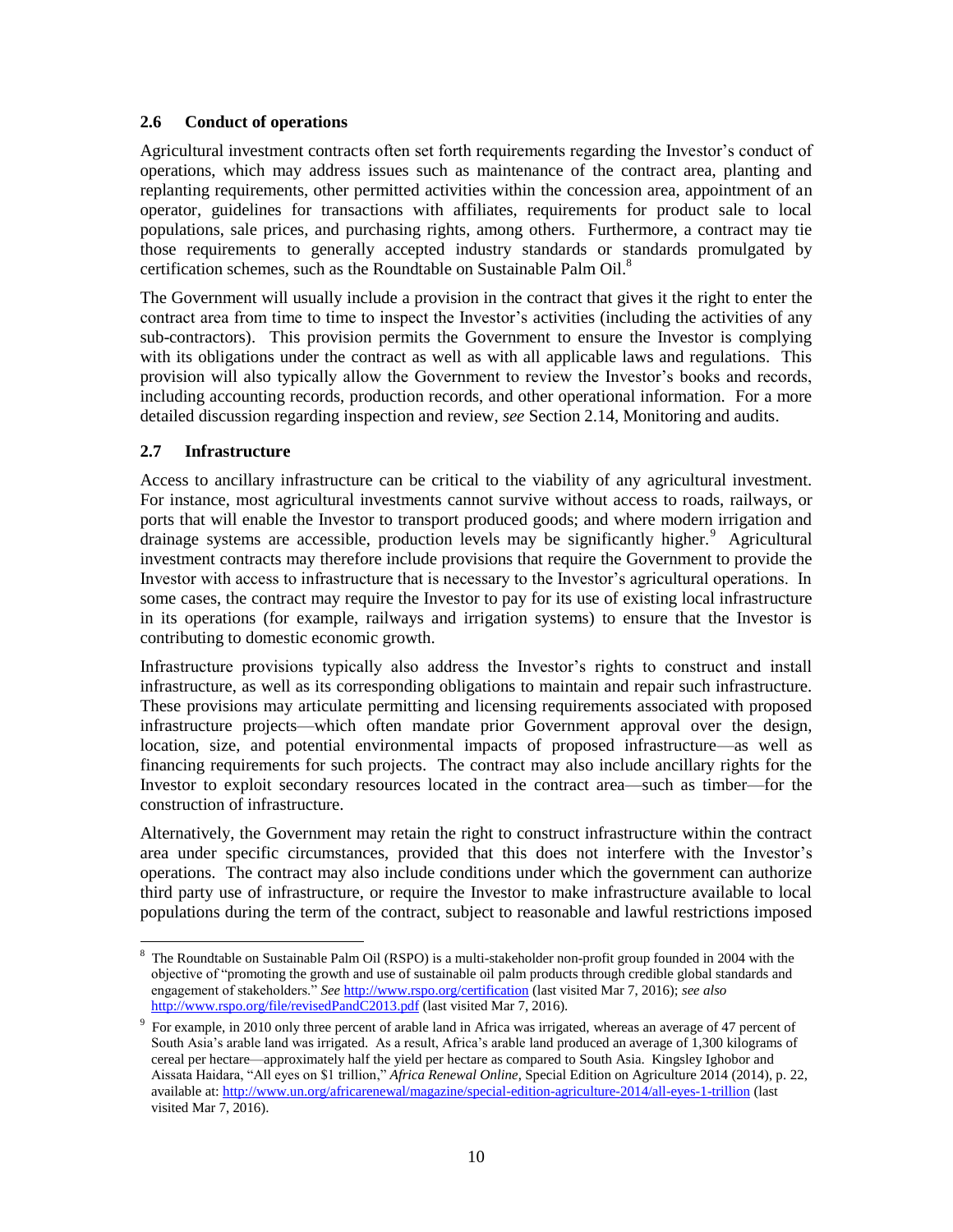### 2.6 Conduct of operations

Agricultural investment contracts often set forth requirements regarding the Investor's conduct of operations, which may address issues such as maintenance of the contract area, planting and replanting requirements, other permitted activities within the concession area, appointment of an operator, guidelines for transactions with affiliates, requirements for product sale to local populations, sale prices, and purchasing rights, among others. Furthermore, a contract may tie those requirements to generally accepted industry standards or standards promulgated by certification schemes, such as the Roundtable on Sustainable Palm Oil.[8]

The Government will usually include a provision in the contract that gives it the right to enter the contract area from time to time to inspect the Investor's activities (including the activities of any sub-contractors). This provision permits the Government to ensure the Investor is complying with its obligations under the contract as well as with all applicable laws and regulations. This provision will also typically allow the Government to review the Investor's books and records, including accounting records, production records, and other operational information. For a more detailed discussion regarding inspection and review, *see* Section 2.14, Monitoring and audits.

### 2.7 Infrastructure

Access to ancillary infrastructure can be critical to the viability of any agricultural investment. For instance, most agricultural investments cannot survive without access to roads, railways, or ports that will enable the Investor to transport produced goods; and where modern irrigation and drainage systems are accessible, production levels may be significantly higher.[9] Agricultural investment contracts may therefore include provisions that require the Government to provide the Investor with access to infrastructure that is necessary to the Investor's agricultural operations. In some cases, the contract may require the Investor to pay for its use of existing local infrastructure in its operations (for example, railways and irrigation systems) to ensure that the Investor is contributing to domestic economic growth.

Infrastructure provisions typically also address the Investor's rights to construct and install infrastructure, as well as its corresponding obligations to maintain and repair such infrastructure. These provisions may articulate permitting and licensing requirements associated with proposed infrastructure projects—which often mandate prior Government approval over the design, location, size, and potential environmental impacts of proposed infrastructure—as well as financing requirements for such projects. The contract may also include ancillary rights for the Investor to exploit secondary resources located in the contract area—such as timber—for the construction of infrastructure.

Alternatively, the Government may retain the right to construct infrastructure within the contract area under specific circumstances, provided that this does not interfere with the Investor's operations. The contract may also include conditions under which the government can authorize third party use of infrastructure, or require the Investor to make infrastructure available to local populations during the term of the contract, subject to reasonable and lawful restrictions imposed

---

[8] The Roundtable on Sustainable Palm Oil (RSPO) is a multi-stakeholder non-profit group founded in 2004 with the objective of "promoting the growth and use of sustainable oil palm products through credible global standards and engagement of stakeholders." *See* http://www.rspo.org/certification (last visited Mar 7, 2016); *see also* http://www.rspo.org/file/revisedPandC2013.pdf (last visited Mar 7, 2016).

[9] For example, in 2010 only three percent of arable land in Africa was irrigated, whereas an average of 47 percent of South Asia's arable land was irrigated. As a result, Africa's arable land produced an average of 1,300 kilograms of cereal per hectare—approximately half the yield per hectare as compared to South Asia. Kingsley Ighobor and Aissata Haidara, "All eyes on $1 trillion," *Africa Renewal Online*, Special Edition on Agriculture 2014 (2014), p. 22, available at: http://www.un.org/africarenewal/magazine/special-edition-agriculture-2014/all-eyes-1-trillion (last visited Mar 7, 2016).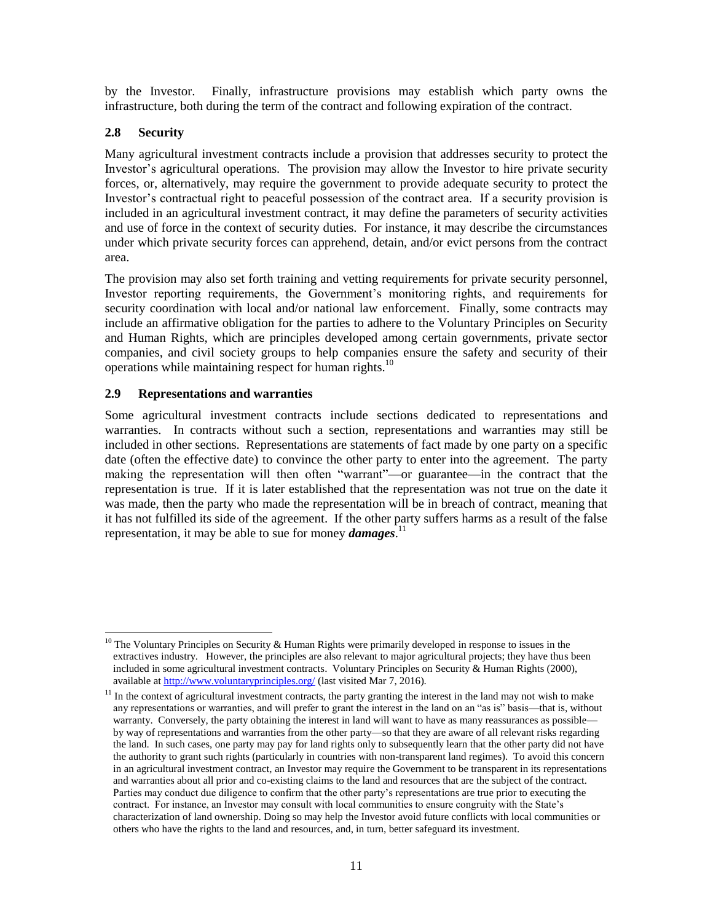by the Investor. Finally, infrastructure provisions may establish which party owns the infrastructure, both during the term of the contract and following expiration of the contract.

### 2.8 Security

Many agricultural investment contracts include a provision that addresses security to protect the Investor's agricultural operations. The provision may allow the Investor to hire private security forces, or, alternatively, may require the government to provide adequate security to protect the Investor's contractual right to peaceful possession of the contract area. If a security provision is included in an agricultural investment contract, it may define the parameters of security activities and use of force in the context of security duties. For instance, it may describe the circumstances under which private security forces can apprehend, detain, and/or evict persons from the contract area.

The provision may also set forth training and vetting requirements for private security personnel, Investor reporting requirements, the Government's monitoring rights, and requirements for security coordination with local and/or national law enforcement. Finally, some contracts may include an affirmative obligation for the parties to adhere to the Voluntary Principles on Security and Human Rights, which are principles developed among certain governments, private sector companies, and civil society groups to help companies ensure the safety and security of their operations while maintaining respect for human rights.[10]

### 2.9 Representations and warranties

Some agricultural investment contracts include sections dedicated to representations and warranties. In contracts without such a section, representations and warranties may still be included in other sections. Representations are statements of fact made by one party on a specific date (often the effective date) to convince the other party to enter into the agreement. The party making the representation will then often "warrant"—or guarantee—in the contract that the representation is true. If it is later established that the representation was not true on the date it was made, then the party who made the representation will be in breach of contract, meaning that it has not fulfilled its side of the agreement. If the other party suffers harms as a result of the false representation, it may be able to sue for money ***damages***.[11]

---

[10] The Voluntary Principles on Security & Human Rights were primarily developed in response to issues in the extractives industry. However, the principles are also relevant to major agricultural projects; they have thus been included in some agricultural investment contracts. Voluntary Principles on Security & Human Rights (2000), available at http://www.voluntaryprinciples.org/ (last visited Mar 7, 2016).

[11] In the context of agricultural investment contracts, the party granting the interest in the land may not wish to make any representations or warranties, and will prefer to grant the interest in the land on an "as is" basis—that is, without warranty. Conversely, the party obtaining the interest in land will want to have as many reassurances as possible—by way of representations and warranties from the other party—so that they are aware of all relevant risks regarding the land. In such cases, one party may pay for land rights only to subsequently learn that the other party did not have the authority to grant such rights (particularly in countries with non-transparent land regimes). To avoid this concern in an agricultural investment contract, an Investor may require the Government to be transparent in its representations and warranties about all prior and co-existing claims to the land and resources that are the subject of the contract. Parties may conduct due diligence to confirm that the other party's representations are true prior to executing the contract. For instance, an Investor may consult with local communities to ensure congruity with the State's characterization of land ownership. Doing so may help the Investor avoid future conflicts with local communities or others who have the rights to the land and resources, and, in turn, better safeguard its investment.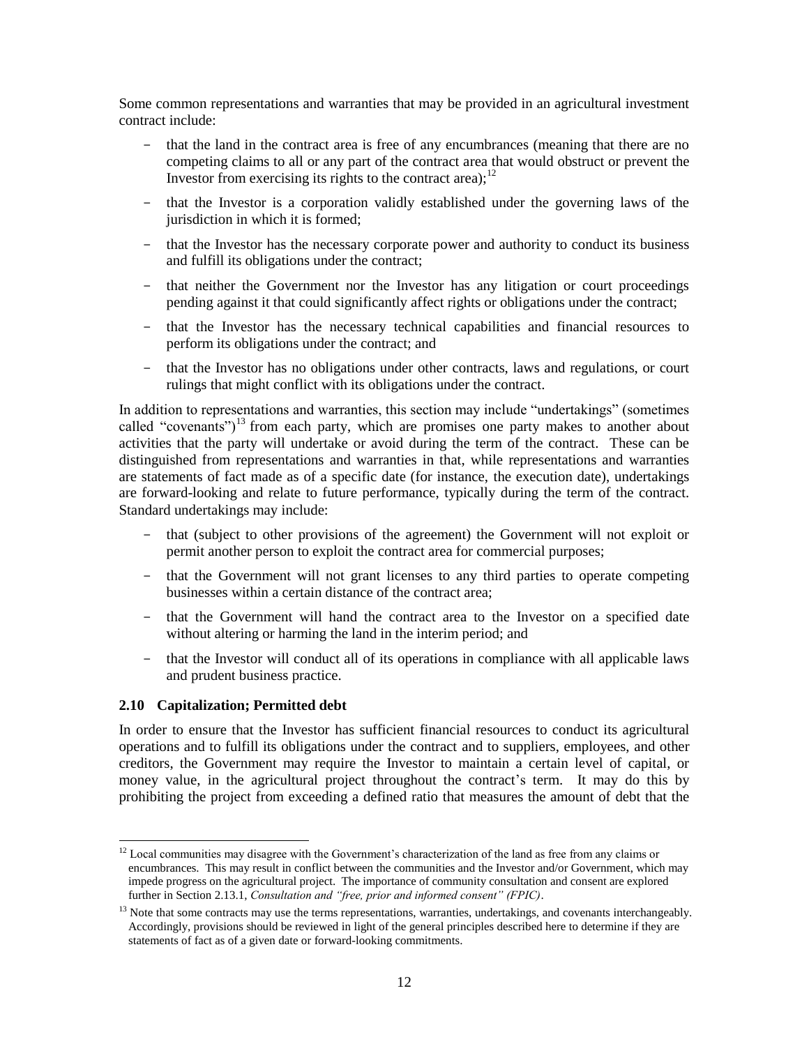Some common representations and warranties that may be provided in an agricultural investment contract include:

- that the land in the contract area is free of any encumbrances (meaning that there are no competing claims to all or any part of the contract area that would obstruct or prevent the Investor from exercising its rights to the contract area);[12]
- that the Investor is a corporation validly established under the governing laws of the jurisdiction in which it is formed;
- that the Investor has the necessary corporate power and authority to conduct its business and fulfill its obligations under the contract;
- that neither the Government nor the Investor has any litigation or court proceedings pending against it that could significantly affect rights or obligations under the contract;
- that the Investor has the necessary technical capabilities and financial resources to perform its obligations under the contract; and
- that the Investor has no obligations under other contracts, laws and regulations, or court rulings that might conflict with its obligations under the contract.

In addition to representations and warranties, this section may include "undertakings" (sometimes called "covenants")[13] from each party, which are promises one party makes to another about activities that the party will undertake or avoid during the term of the contract. These can be distinguished from representations and warranties in that, while representations and warranties are statements of fact made as of a specific date (for instance, the execution date), undertakings are forward-looking and relate to future performance, typically during the term of the contract. Standard undertakings may include:

- that (subject to other provisions of the agreement) the Government will not exploit or permit another person to exploit the contract area for commercial purposes;
- that the Government will not grant licenses to any third parties to operate competing businesses within a certain distance of the contract area;
- that the Government will hand the contract area to the Investor on a specified date without altering or harming the land in the interim period; and
- that the Investor will conduct all of its operations in compliance with all applicable laws and prudent business practice.

### 2.10 Capitalization; Permitted debt

In order to ensure that the Investor has sufficient financial resources to conduct its agricultural operations and to fulfill its obligations under the contract and to suppliers, employees, and other creditors, the Government may require the Investor to maintain a certain level of capital, or money value, in the agricultural project throughout the contract's term. It may do this by prohibiting the project from exceeding a defined ratio that measures the amount of debt that the

---

[12] Local communities may disagree with the Government's characterization of the land as free from any claims or encumbrances. This may result in conflict between the communities and the Investor and/or Government, which may impede progress on the agricultural project. The importance of community consultation and consent are explored further in Section 2.13.1, *Consultation and "free, prior and informed consent" (FPIC)*.

[13] Note that some contracts may use the terms representations, warranties, undertakings, and covenants interchangeably. Accordingly, provisions should be reviewed in light of the general principles described here to determine if they are statements of fact as of a given date or forward-looking commitments.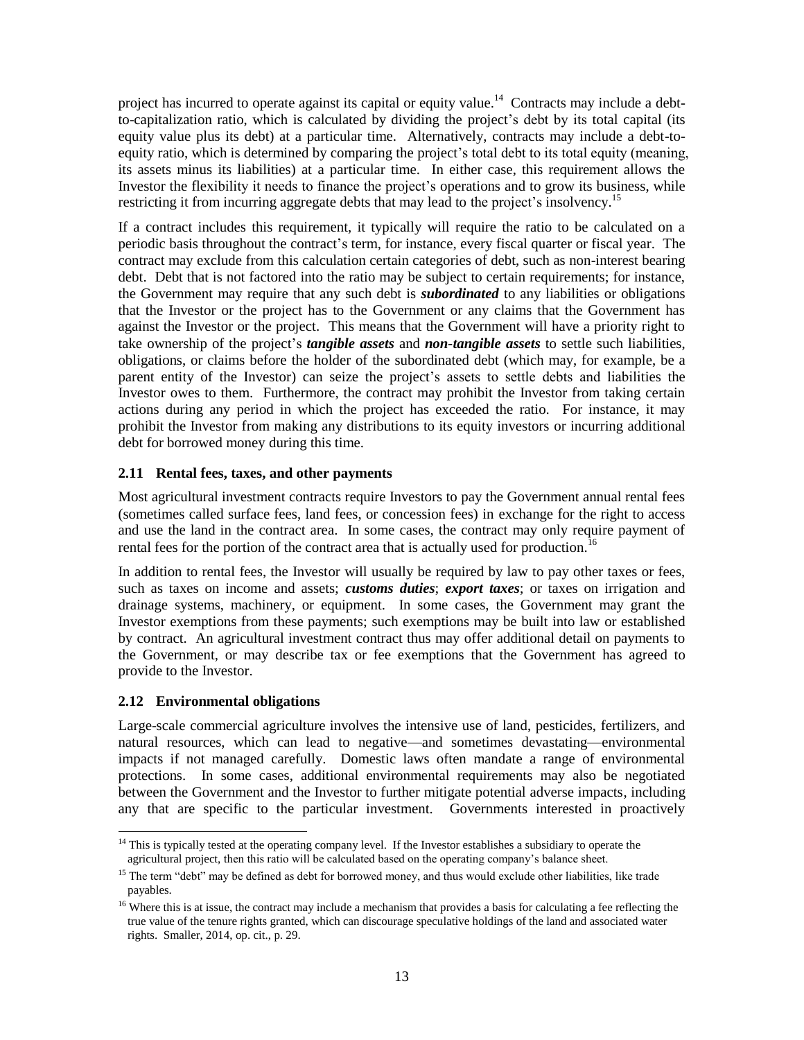project has incurred to operate against its capital or equity value.[14] Contracts may include a debt-to-capitalization ratio, which is calculated by dividing the project's debt by its total capital (its equity value plus its debt) at a particular time. Alternatively, contracts may include a debt-to-equity ratio, which is determined by comparing the project's total debt to its total equity (meaning, its assets minus its liabilities) at a particular time. In either case, this requirement allows the Investor the flexibility it needs to finance the project's operations and to grow its business, while restricting it from incurring aggregate debts that may lead to the project's insolvency.[15]

If a contract includes this requirement, it typically will require the ratio to be calculated on a periodic basis throughout the contract's term, for instance, every fiscal quarter or fiscal year. The contract may exclude from this calculation certain categories of debt, such as non-interest bearing debt. Debt that is not factored into the ratio may be subject to certain requirements; for instance, the Government may require that any such debt is ***subordinated*** to any liabilities or obligations that the Investor or the project has to the Government or any claims that the Government has against the Investor or the project. This means that the Government will have a priority right to take ownership of the project's ***tangible assets*** and ***non-tangible assets*** to settle such liabilities, obligations, or claims before the holder of the subordinated debt (which may, for example, be a parent entity of the Investor) can seize the project's assets to settle debts and liabilities the Investor owes to them. Furthermore, the contract may prohibit the Investor from taking certain actions during any period in which the project has exceeded the ratio. For instance, it may prohibit the Investor from making any distributions to its equity investors or incurring additional debt for borrowed money during this time.

### 2.11 Rental fees, taxes, and other payments

Most agricultural investment contracts require Investors to pay the Government annual rental fees (sometimes called surface fees, land fees, or concession fees) in exchange for the right to access and use the land in the contract area. In some cases, the contract may only require payment of rental fees for the portion of the contract area that is actually used for production.[16]

In addition to rental fees, the Investor will usually be required by law to pay other taxes or fees, such as taxes on income and assets; ***customs duties***; ***export taxes***; or taxes on irrigation and drainage systems, machinery, or equipment. In some cases, the Government may grant the Investor exemptions from these payments; such exemptions may be built into law or established by contract. An agricultural investment contract thus may offer additional detail on payments to the Government, or may describe tax or fee exemptions that the Government has agreed to provide to the Investor.

### 2.12 Environmental obligations

Large-scale commercial agriculture involves the intensive use of land, pesticides, fertilizers, and natural resources, which can lead to negative—and sometimes devastating—environmental impacts if not managed carefully. Domestic laws often mandate a range of environmental protections. In some cases, additional environmental requirements may also be negotiated between the Government and the Investor to further mitigate potential adverse impacts, including any that are specific to the particular investment. Governments interested in proactively

---

[14] This is typically tested at the operating company level. If the Investor establishes a subsidiary to operate the agricultural project, then this ratio will be calculated based on the operating company's balance sheet.

[15] The term "debt" may be defined as debt for borrowed money, and thus would exclude other liabilities, like trade payables.

[16] Where this is at issue, the contract may include a mechanism that provides a basis for calculating a fee reflecting the true value of the tenure rights granted, which can discourage speculative holdings of the land and associated water rights. Smaller, 2014, op. cit., p. 29.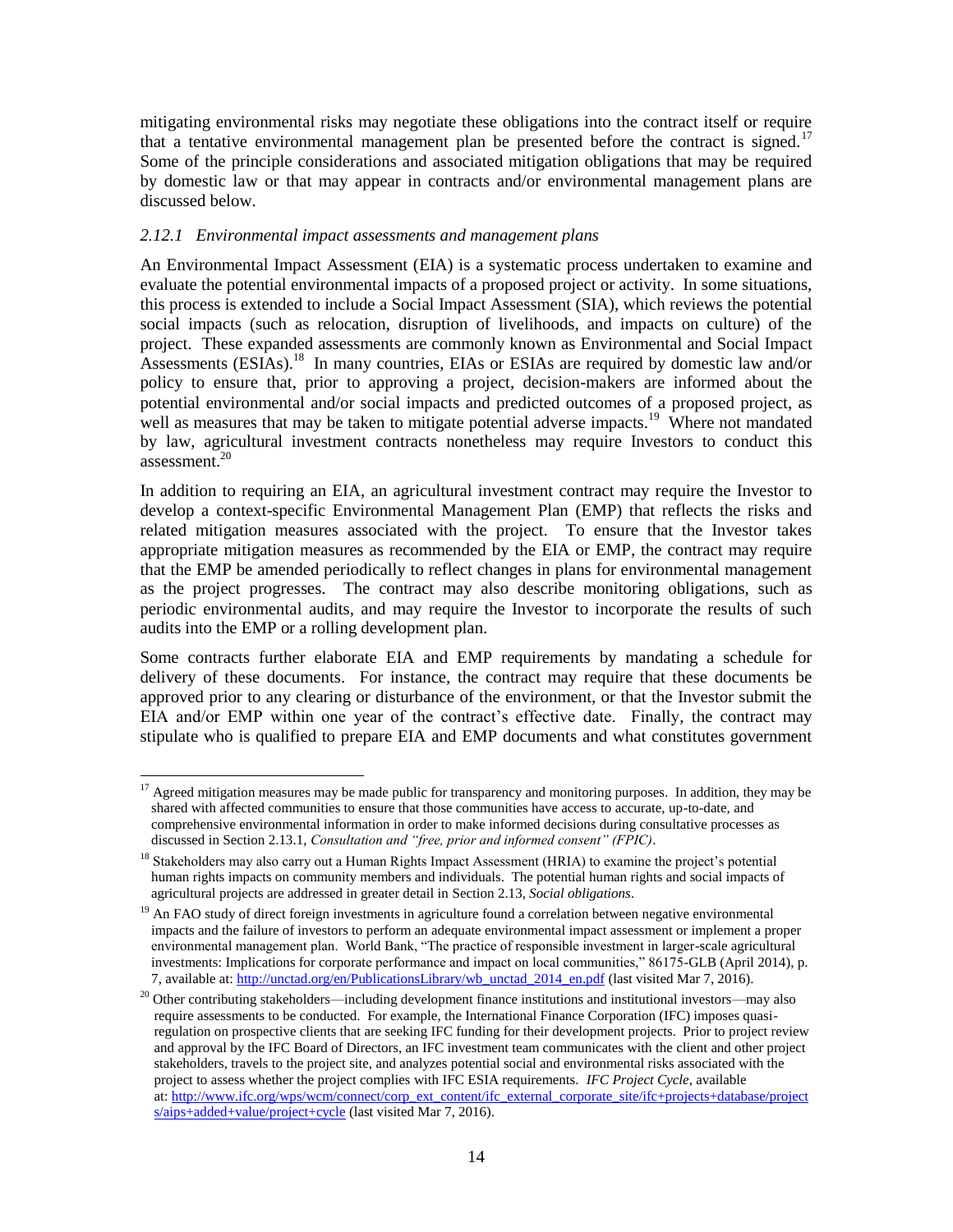mitigating environmental risks may negotiate these obligations into the contract itself or require that a tentative environmental management plan be presented before the contract is signed.[17] Some of the principle considerations and associated mitigation obligations that may be required by domestic law or that may appear in contracts and/or environmental management plans are discussed below.

### *2.12.1 Environmental impact assessments and management plans*

An Environmental Impact Assessment (EIA) is a systematic process undertaken to examine and evaluate the potential environmental impacts of a proposed project or activity. In some situations, this process is extended to include a Social Impact Assessment (SIA), which reviews the potential social impacts (such as relocation, disruption of livelihoods, and impacts on culture) of the project. These expanded assessments are commonly known as Environmental and Social Impact Assessments (ESIAs).[18] In many countries, EIAs or ESIAs are required by domestic law and/or policy to ensure that, prior to approving a project, decision-makers are informed about the potential environmental and/or social impacts and predicted outcomes of a proposed project, as well as measures that may be taken to mitigate potential adverse impacts.[19] Where not mandated by law, agricultural investment contracts nonetheless may require Investors to conduct this assessment.[20]

In addition to requiring an EIA, an agricultural investment contract may require the Investor to develop a context-specific Environmental Management Plan (EMP) that reflects the risks and related mitigation measures associated with the project. To ensure that the Investor takes appropriate mitigation measures as recommended by the EIA or EMP, the contract may require that the EMP be amended periodically to reflect changes in plans for environmental management as the project progresses. The contract may also describe monitoring obligations, such as periodic environmental audits, and may require the Investor to incorporate the results of such audits into the EMP or a rolling development plan.

Some contracts further elaborate EIA and EMP requirements by mandating a schedule for delivery of these documents. For instance, the contract may require that these documents be approved prior to any clearing or disturbance of the environment, or that the Investor submit the EIA and/or EMP within one year of the contract's effective date. Finally, the contract may stipulate who is qualified to prepare EIA and EMP documents and what constitutes government

---

[17] Agreed mitigation measures may be made public for transparency and monitoring purposes. In addition, they may be shared with affected communities to ensure that those communities have access to accurate, up-to-date, and comprehensive environmental information in order to make informed decisions during consultative processes as discussed in Section 2.13.1, *Consultation and "free, prior and informed consent" (FPIC)*.

[18] Stakeholders may also carry out a Human Rights Impact Assessment (HRIA) to examine the project's potential human rights impacts on community members and individuals. The potential human rights and social impacts of agricultural projects are addressed in greater detail in Section 2.13, *Social obligations*.

[19] An FAO study of direct foreign investments in agriculture found a correlation between negative environmental impacts and the failure of investors to perform an adequate environmental impact assessment or implement a proper environmental management plan. World Bank, "The practice of responsible investment in larger-scale agricultural investments: Implications for corporate performance and impact on local communities," 86175-GLB (April 2014), p. 7, available at: http://unctad.org/en/PublicationsLibrary/wb_unctad_2014_en.pdf (last visited Mar 7, 2016).

[20] Other contributing stakeholders—including development finance institutions and institutional investors—may also require assessments to be conducted. For example, the International Finance Corporation (IFC) imposes quasi-regulation on prospective clients that are seeking IFC funding for their development projects. Prior to project review and approval by the IFC Board of Directors, an IFC investment team communicates with the client and other project stakeholders, travels to the project site, and analyzes potential social and environmental risks associated with the project to assess whether the project complies with IFC ESIA requirements. *IFC Project Cycle*, available at: http://www.ifc.org/wps/wcm/connect/corp_ext_content/ifc_external_corporate_site/ifc+projects+database/projects/aips+added+value/project+cycle (last visited Mar 7, 2016).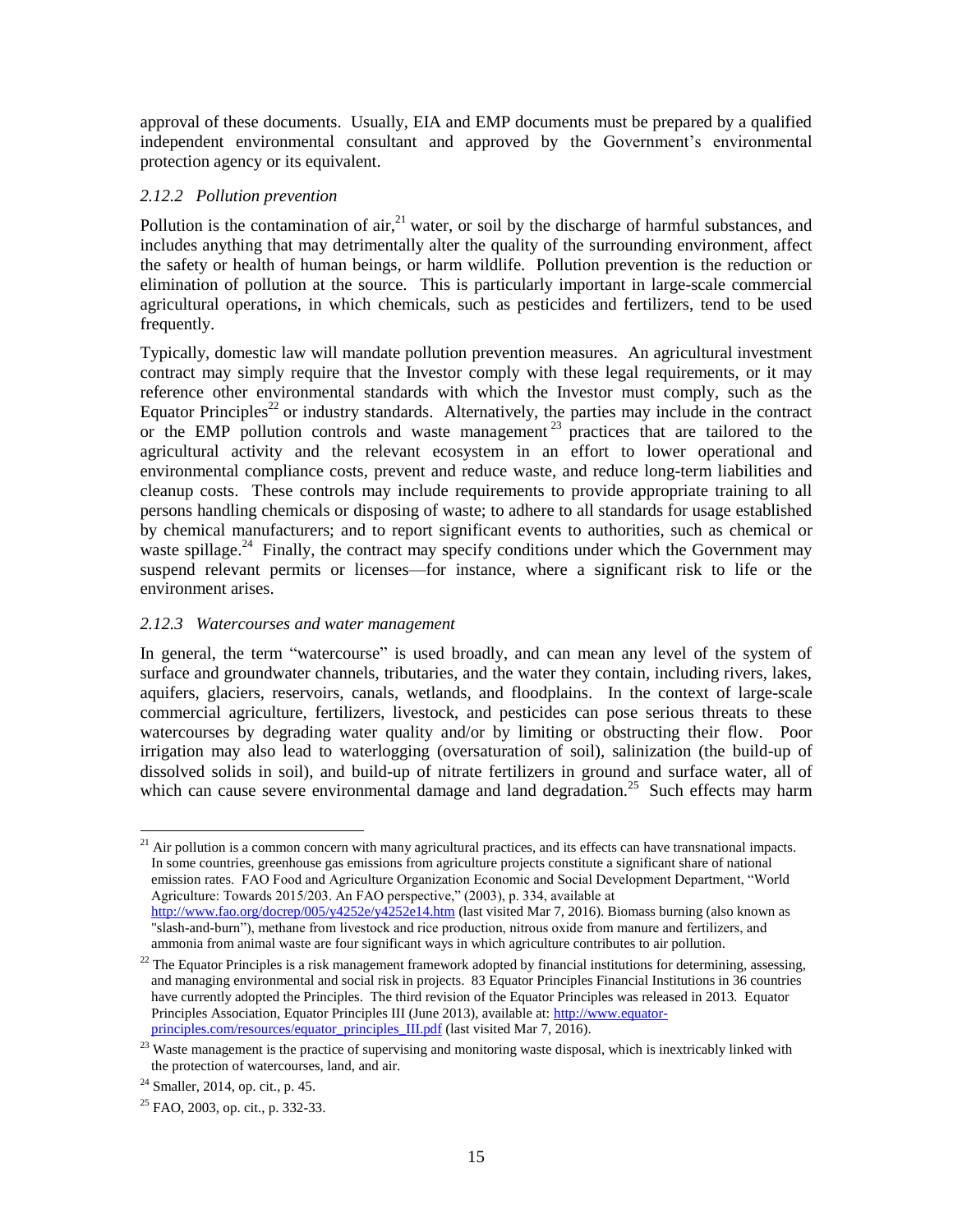approval of these documents. Usually, EIA and EMP documents must be prepared by a qualified independent environmental consultant and approved by the Government's environmental protection agency or its equivalent.

### *2.12.2 Pollution prevention*

Pollution is the contamination of air,[21] water, or soil by the discharge of harmful substances, and includes anything that may detrimentally alter the quality of the surrounding environment, affect the safety or health of human beings, or harm wildlife. Pollution prevention is the reduction or elimination of pollution at the source. This is particularly important in large-scale commercial agricultural operations, in which chemicals, such as pesticides and fertilizers, tend to be used frequently.

Typically, domestic law will mandate pollution prevention measures. An agricultural investment contract may simply require that the Investor comply with these legal requirements, or it may reference other environmental standards with which the Investor must comply, such as the Equator Principles[22] or industry standards. Alternatively, the parties may include in the contract or the EMP pollution controls and waste management[23] practices that are tailored to the agricultural activity and the relevant ecosystem in an effort to lower operational and environmental compliance costs, prevent and reduce waste, and reduce long-term liabilities and cleanup costs. These controls may include requirements to provide appropriate training to all persons handling chemicals or disposing of waste; to adhere to all standards for usage established by chemical manufacturers; and to report significant events to authorities, such as chemical or waste spillage.[24] Finally, the contract may specify conditions under which the Government may suspend relevant permits or licenses—for instance, where a significant risk to life or the environment arises.

### *2.12.3 Watercourses and water management*

In general, the term "watercourse" is used broadly, and can mean any level of the system of surface and groundwater channels, tributaries, and the water they contain, including rivers, lakes, aquifers, glaciers, reservoirs, canals, wetlands, and floodplains. In the context of large-scale commercial agriculture, fertilizers, livestock, and pesticides can pose serious threats to these watercourses by degrading water quality and/or by limiting or obstructing their flow. Poor irrigation may also lead to waterlogging (oversaturation of soil), salinization (the build-up of dissolved solids in soil), and build-up of nitrate fertilizers in ground and surface water, all of which can cause severe environmental damage and land degradation.[25] Such effects may harm

---

[21] Air pollution is a common concern with many agricultural practices, and its effects can have transnational impacts. In some countries, greenhouse gas emissions from agriculture projects constitute a significant share of national emission rates. FAO Food and Agriculture Organization Economic and Social Development Department, "World Agriculture: Towards 2015/203. An FAO perspective," (2003), p. 334, available at http://www.fao.org/docrep/005/y4252e/y4252e14.htm (last visited Mar 7, 2016). Biomass burning (also known as "slash-and-burn"), methane from livestock and rice production, nitrous oxide from manure and fertilizers, and ammonia from animal waste are four significant ways in which agriculture contributes to air pollution.

[22] The Equator Principles is a risk management framework adopted by financial institutions for determining, assessing, and managing environmental and social risk in projects. 83 Equator Principles Financial Institutions in 36 countries have currently adopted the Principles. The third revision of the Equator Principles was released in 2013. Equator Principles Association, Equator Principles III (June 2013), available at: http://www.equator-principles.com/resources/equator_principles_III.pdf (last visited Mar 7, 2016).

[23] Waste management is the practice of supervising and monitoring waste disposal, which is inextricably linked with the protection of watercourses, land, and air.

[24] Smaller, 2014, op. cit., p. 45.

[25] FAO, 2003, op. cit., p. 332-33.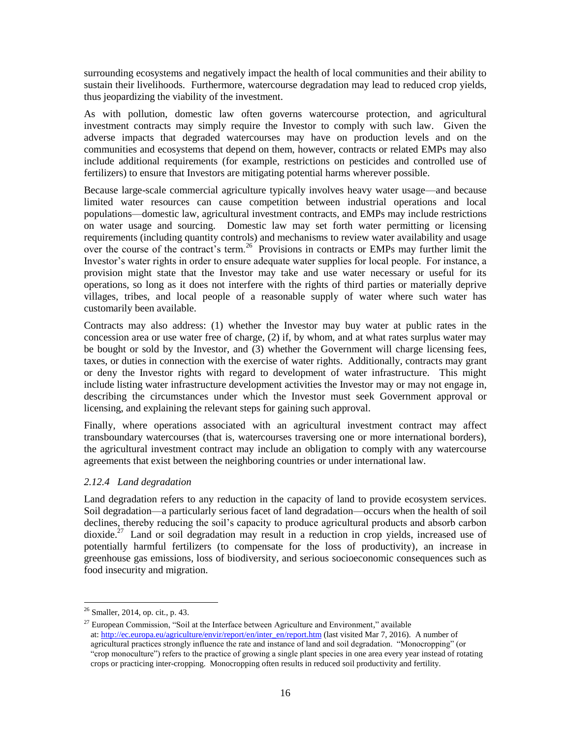surrounding ecosystems and negatively impact the health of local communities and their ability to sustain their livelihoods. Furthermore, watercourse degradation may lead to reduced crop yields, thus jeopardizing the viability of the investment.

As with pollution, domestic law often governs watercourse protection, and agricultural investment contracts may simply require the Investor to comply with such law. Given the adverse impacts that degraded watercourses may have on production levels and on the communities and ecosystems that depend on them, however, contracts or related EMPs may also include additional requirements (for example, restrictions on pesticides and controlled use of fertilizers) to ensure that Investors are mitigating potential harms wherever possible.

Because large-scale commercial agriculture typically involves heavy water usage—and because limited water resources can cause competition between industrial operations and local populations—domestic law, agricultural investment contracts, and EMPs may include restrictions on water usage and sourcing. Domestic law may set forth water permitting or licensing requirements (including quantity controls) and mechanisms to review water availability and usage over the course of the contract's term.[26] Provisions in contracts or EMPs may further limit the Investor's water rights in order to ensure adequate water supplies for local people. For instance, a provision might state that the Investor may take and use water necessary or useful for its operations, so long as it does not interfere with the rights of third parties or materially deprive villages, tribes, and local people of a reasonable supply of water where such water has customarily been available.

Contracts may also address: (1) whether the Investor may buy water at public rates in the concession area or use water free of charge, (2) if, by whom, and at what rates surplus water may be bought or sold by the Investor, and (3) whether the Government will charge licensing fees, taxes, or duties in connection with the exercise of water rights. Additionally, contracts may grant or deny the Investor rights with regard to development of water infrastructure. This might include listing water infrastructure development activities the Investor may or may not engage in, describing the circumstances under which the Investor must seek Government approval or licensing, and explaining the relevant steps for gaining such approval.

Finally, where operations associated with an agricultural investment contract may affect transboundary watercourses (that is, watercourses traversing one or more international borders), the agricultural investment contract may include an obligation to comply with any watercourse agreements that exist between the neighboring countries or under international law.

### *2.12.4 Land degradation*

Land degradation refers to any reduction in the capacity of land to provide ecosystem services. Soil degradation—a particularly serious facet of land degradation—occurs when the health of soil declines, thereby reducing the soil's capacity to produce agricultural products and absorb carbon dioxide.[27] Land or soil degradation may result in a reduction in crop yields, increased use of potentially harmful fertilizers (to compensate for the loss of productivity), an increase in greenhouse gas emissions, loss of biodiversity, and serious socioeconomic consequences such as food insecurity and migration.

---

[26] Smaller, 2014, op. cit., p. 43.

[27] European Commission, "Soil at the Interface between Agriculture and Environment," available at: http://ec.europa.eu/agriculture/envir/report/en/inter_en/report.htm (last visited Mar 7, 2016). A number of agricultural practices strongly influence the rate and instance of land and soil degradation. "Monocropping" (or "crop monoculture") refers to the practice of growing a single plant species in one area every year instead of rotating crops or practicing inter-cropping. Monocropping often results in reduced soil productivity and fertility.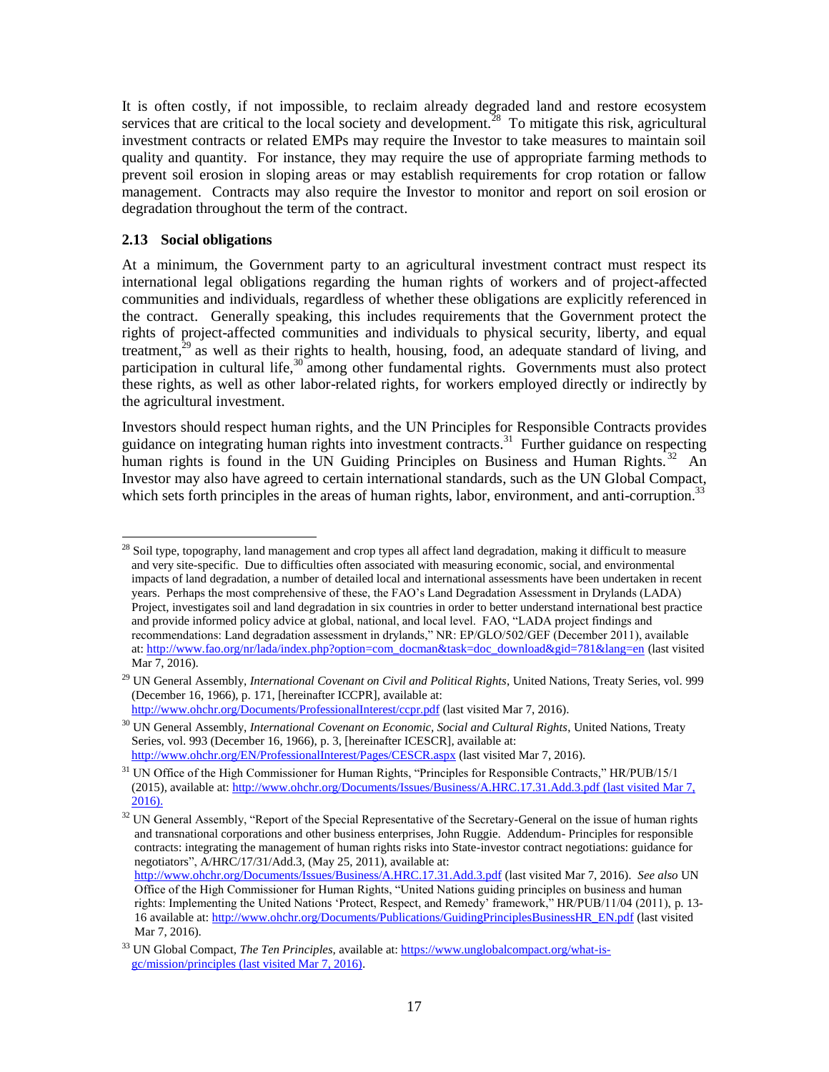It is often costly, if not impossible, to reclaim already degraded land and restore ecosystem services that are critical to the local society and development.[28] To mitigate this risk, agricultural investment contracts or related EMPs may require the Investor to take measures to maintain soil quality and quantity. For instance, they may require the use of appropriate farming methods to prevent soil erosion in sloping areas or may establish requirements for crop rotation or fallow management. Contracts may also require the Investor to monitor and report on soil erosion or degradation throughout the term of the contract.

### 2.13 Social obligations

At a minimum, the Government party to an agricultural investment contract must respect its international legal obligations regarding the human rights of workers and of project-affected communities and individuals, regardless of whether these obligations are explicitly referenced in the contract. Generally speaking, this includes requirements that the Government protect the rights of project-affected communities and individuals to physical security, liberty, and equal treatment,[29] as well as their rights to health, housing, food, an adequate standard of living, and participation in cultural life,[30] among other fundamental rights. Governments must also protect these rights, as well as other labor-related rights, for workers employed directly or indirectly by the agricultural investment.

Investors should respect human rights, and the UN Principles for Responsible Contracts provides guidance on integrating human rights into investment contracts.[31] Further guidance on respecting human rights is found in the UN Guiding Principles on Business and Human Rights.[32] An Investor may also have agreed to certain international standards, such as the UN Global Compact, which sets forth principles in the areas of human rights, labor, environment, and anti-corruption.[33]

---

[28] Soil type, topography, land management and crop types all affect land degradation, making it difficult to measure and very site-specific. Due to difficulties often associated with measuring economic, social, and environmental impacts of land degradation, a number of detailed local and international assessments have been undertaken in recent years. Perhaps the most comprehensive of these, the FAO's Land Degradation Assessment in Drylands (LADA) Project, investigates soil and land degradation in six countries in order to better understand international best practice and provide informed policy advice at global, national, and local level. FAO, "LADA project findings and recommendations: Land degradation assessment in drylands," NR: EP/GLO/502/GEF (December 2011), available at: http://www.fao.org/nr/lada/index.php?option=com_docman&task=doc_download&gid=781&lang=en (last visited Mar 7, 2016).

[29] UN General Assembly, *International Covenant on Civil and Political Rights*, United Nations, Treaty Series, vol. 999 (December 16, 1966), p. 171, [hereinafter ICCPR], available at: http://www.ohchr.org/Documents/ProfessionalInterest/ccpr.pdf (last visited Mar 7, 2016).

[30] UN General Assembly, *International Covenant on Economic, Social and Cultural Rights*, United Nations, Treaty Series, vol. 993 (December 16, 1966), p. 3, [hereinafter ICESCR], available at: http://www.ohchr.org/EN/ProfessionalInterest/Pages/CESCR.aspx (last visited Mar 7, 2016).

[31] UN Office of the High Commissioner for Human Rights, "Principles for Responsible Contracts," HR/PUB/15/1 (2015), available at: http://www.ohchr.org/Documents/Issues/Business/A.HRC.17.31.Add.3.pdf (last visited Mar 7, 2016).

[32] UN General Assembly, "Report of the Special Representative of the Secretary-General on the issue of human rights and transnational corporations and other business enterprises, John Ruggie. Addendum- Principles for responsible contracts: integrating the management of human rights risks into State-investor contract negotiations: guidance for negotiators", A/HRC/17/31/Add.3, (May 25, 2011), available at: http://www.ohchr.org/Documents/Issues/Business/A.HRC.17.31.Add.3.pdf (last visited Mar 7, 2016). *See also* UN Office of the High Commissioner for Human Rights, "United Nations guiding principles on business and human rights: Implementing the United Nations 'Protect, Respect, and Remedy' framework," HR/PUB/11/04 (2011), p. 13-16 available at: http://www.ohchr.org/Documents/Publications/GuidingPrinciplesBusinessHR_EN.pdf (last visited Mar 7, 2016).

[33] UN Global Compact, *The Ten Principles*, available at: https://www.unglobalcompact.org/what-is-gc/mission/principles (last visited Mar 7, 2016).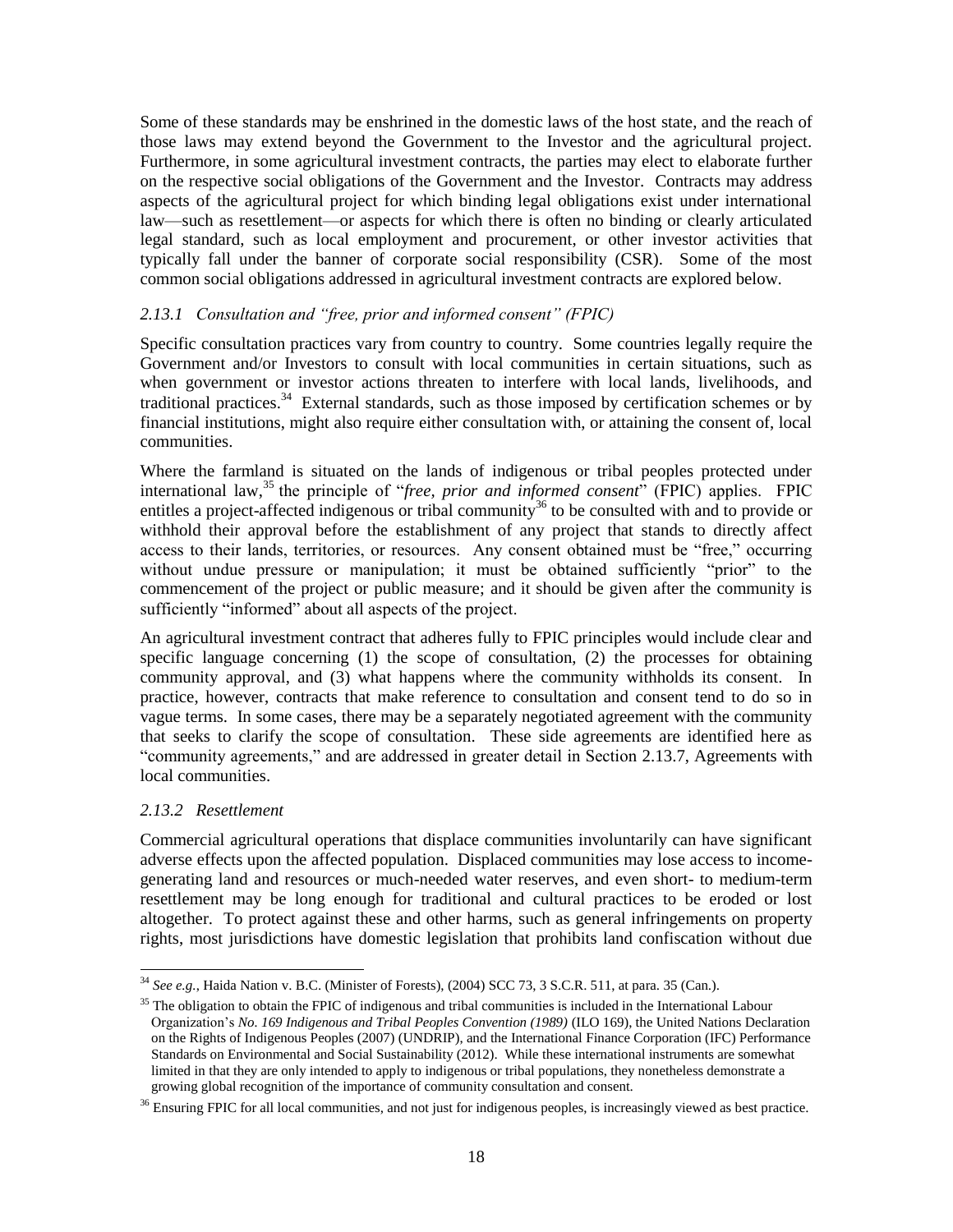Some of these standards may be enshrined in the domestic laws of the host state, and the reach of those laws may extend beyond the Government to the Investor and the agricultural project. Furthermore, in some agricultural investment contracts, the parties may elect to elaborate further on the respective social obligations of the Government and the Investor. Contracts may address aspects of the agricultural project for which binding legal obligations exist under international law—such as resettlement—or aspects for which there is often no binding or clearly articulated legal standard, such as local employment and procurement, or other investor activities that typically fall under the banner of corporate social responsibility (CSR). Some of the most common social obligations addressed in agricultural investment contracts are explored below.

### *2.13.1 Consultation and "free, prior and informed consent" (FPIC)*

Specific consultation practices vary from country to country. Some countries legally require the Government and/or Investors to consult with local communities in certain situations, such as when government or investor actions threaten to interfere with local lands, livelihoods, and traditional practices.[34] External standards, such as those imposed by certification schemes or by financial institutions, might also require either consultation with, or attaining the consent of, local communities.

Where the farmland is situated on the lands of indigenous or tribal peoples protected under international law,[35] the principle of "*free, prior and informed consent*" (FPIC) applies. FPIC entitles a project-affected indigenous or tribal community[36] to be consulted with and to provide or withhold their approval before the establishment of any project that stands to directly affect access to their lands, territories, or resources. Any consent obtained must be "free," occurring without undue pressure or manipulation; it must be obtained sufficiently "prior" to the commencement of the project or public measure; and it should be given after the community is sufficiently "informed" about all aspects of the project.

An agricultural investment contract that adheres fully to FPIC principles would include clear and specific language concerning (1) the scope of consultation, (2) the processes for obtaining community approval, and (3) what happens where the community withholds its consent. In practice, however, contracts that make reference to consultation and consent tend to do so in vague terms. In some cases, there may be a separately negotiated agreement with the community that seeks to clarify the scope of consultation. These side agreements are identified here as "community agreements," and are addressed in greater detail in Section 2.13.7, Agreements with local communities.

### *2.13.2 Resettlement*

Commercial agricultural operations that displace communities involuntarily can have significant adverse effects upon the affected population. Displaced communities may lose access to income-generating land and resources or much-needed water reserves, and even short- to medium-term resettlement may be long enough for traditional and cultural practices to be eroded or lost altogether. To protect against these and other harms, such as general infringements on property rights, most jurisdictions have domestic legislation that prohibits land confiscation without due

---

[34] *See e.g.*, Haida Nation v. B.C. (Minister of Forests), (2004) SCC 73, 3 S.C.R. 511, at para. 35 (Can.).

[35] The obligation to obtain the FPIC of indigenous and tribal communities is included in the International Labour Organization's *No. 169 Indigenous and Tribal Peoples Convention (1989)* (ILO 169), the United Nations Declaration on the Rights of Indigenous Peoples (2007) (UNDRIP), and the International Finance Corporation (IFC) Performance Standards on Environmental and Social Sustainability (2012). While these international instruments are somewhat limited in that they are only intended to apply to indigenous or tribal populations, they nonetheless demonstrate a growing global recognition of the importance of community consultation and consent.

[36] Ensuring FPIC for all local communities, and not just for indigenous peoples, is increasingly viewed as best practice.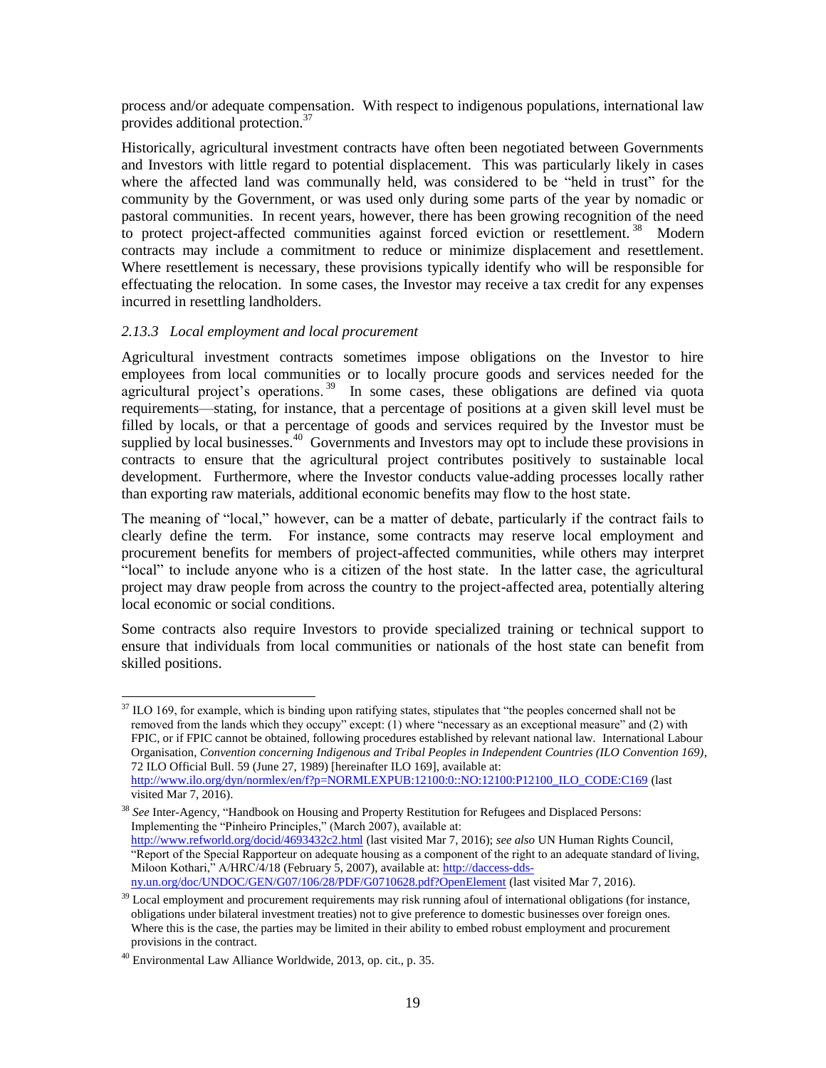process and/or adequate compensation. With respect to indigenous populations, international law provides additional protection.[37]

Historically, agricultural investment contracts have often been negotiated between Governments and Investors with little regard to potential displacement. This was particularly likely in cases where the affected land was communally held, was considered to be "held in trust" for the community by the Government, or was used only during some parts of the year by nomadic or pastoral communities. In recent years, however, there has been growing recognition of the need to protect project-affected communities against forced eviction or resettlement.[38] Modern contracts may include a commitment to reduce or minimize displacement and resettlement. Where resettlement is necessary, these provisions typically identify who will be responsible for effectuating the relocation. In some cases, the Investor may receive a tax credit for any expenses incurred in resettling landholders.

### *2.13.3 Local employment and local procurement*

Agricultural investment contracts sometimes impose obligations on the Investor to hire employees from local communities or to locally procure goods and services needed for the agricultural project's operations.[39] In some cases, these obligations are defined via quota requirements—stating, for instance, that a percentage of positions at a given skill level must be filled by locals, or that a percentage of goods and services required by the Investor must be supplied by local businesses.[40] Governments and Investors may opt to include these provisions in contracts to ensure that the agricultural project contributes positively to sustainable local development. Furthermore, where the Investor conducts value-adding processes locally rather than exporting raw materials, additional economic benefits may flow to the host state.

The meaning of "local," however, can be a matter of debate, particularly if the contract fails to clearly define the term. For instance, some contracts may reserve local employment and procurement benefits for members of project-affected communities, while others may interpret "local" to include anyone who is a citizen of the host state. In the latter case, the agricultural project may draw people from across the country to the project-affected area, potentially altering local economic or social conditions.

Some contracts also require Investors to provide specialized training or technical support to ensure that individuals from local communities or nationals of the host state can benefit from skilled positions.

---

[37] ILO 169, for example, which is binding upon ratifying states, stipulates that "the peoples concerned shall not be removed from the lands which they occupy" except: (1) where "necessary as an exceptional measure" and (2) with FPIC, or if FPIC cannot be obtained, following procedures established by relevant national law. International Labour Organisation, *Convention concerning Indigenous and Tribal Peoples in Independent Countries (ILO Convention 169)*, 72 ILO Official Bull. 59 (June 27, 1989) [hereinafter ILO 169], available at: http://www.ilo.org/dyn/normlex/en/f?p=NORMLEXPUB:12100:0::NO:12100:P12100_ILO_CODE:C169 (last visited Mar 7, 2016).

[38] *See* Inter-Agency, "Handbook on Housing and Property Restitution for Refugees and Displaced Persons: Implementing the "Pinheiro Principles," (March 2007), available at: http://www.refworld.org/docid/4693432c2.html (last visited Mar 7, 2016); *see also* UN Human Rights Council, "Report of the Special Rapporteur on adequate housing as a component of the right to an adequate standard of living, Miloon Kothari," A/HRC/4/18 (February 5, 2007), available at: http://daccess-dds-ny.un.org/doc/UNDOC/GEN/G07/106/28/PDF/G0710628.pdf?OpenElement (last visited Mar 7, 2016).

[39] Local employment and procurement requirements may risk running afoul of international obligations (for instance, obligations under bilateral investment treaties) not to give preference to domestic businesses over foreign ones. Where this is the case, the parties may be limited in their ability to embed robust employment and procurement provisions in the contract.

[40] Environmental Law Alliance Worldwide, 2013, op. cit., p. 35.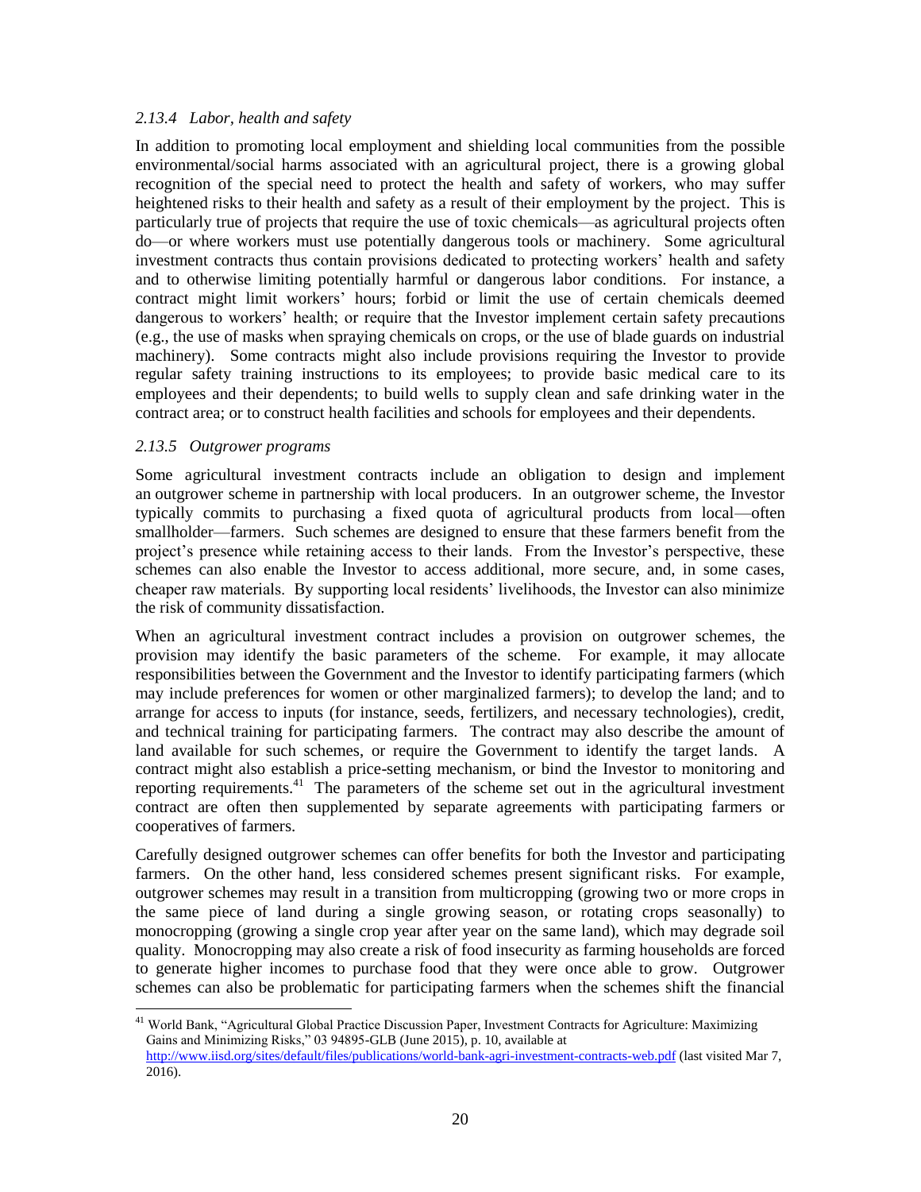### *2.13.4 Labor, health and safety*

In addition to promoting local employment and shielding local communities from the possible environmental/social harms associated with an agricultural project, there is a growing global recognition of the special need to protect the health and safety of workers, who may suffer heightened risks to their health and safety as a result of their employment by the project. This is particularly true of projects that require the use of toxic chemicals—as agricultural projects often do—or where workers must use potentially dangerous tools or machinery. Some agricultural investment contracts thus contain provisions dedicated to protecting workers' health and safety and to otherwise limiting potentially harmful or dangerous labor conditions. For instance, a contract might limit workers' hours; forbid or limit the use of certain chemicals deemed dangerous to workers' health; or require that the Investor implement certain safety precautions (e.g., the use of masks when spraying chemicals on crops, or the use of blade guards on industrial machinery). Some contracts might also include provisions requiring the Investor to provide regular safety training instructions to its employees; to provide basic medical care to its employees and their dependents; to build wells to supply clean and safe drinking water in the contract area; or to construct health facilities and schools for employees and their dependents.

### *2.13.5 Outgrower programs*

Some agricultural investment contracts include an obligation to design and implement an outgrower scheme in partnership with local producers. In an outgrower scheme, the Investor typically commits to purchasing a fixed quota of agricultural products from local—often smallholder—farmers. Such schemes are designed to ensure that these farmers benefit from the project's presence while retaining access to their lands. From the Investor's perspective, these schemes can also enable the Investor to access additional, more secure, and, in some cases, cheaper raw materials. By supporting local residents' livelihoods, the Investor can also minimize the risk of community dissatisfaction.

When an agricultural investment contract includes a provision on outgrower schemes, the provision may identify the basic parameters of the scheme. For example, it may allocate responsibilities between the Government and the Investor to identify participating farmers (which may include preferences for women or other marginalized farmers); to develop the land; and to arrange for access to inputs (for instance, seeds, fertilizers, and necessary technologies), credit, and technical training for participating farmers. The contract may also describe the amount of land available for such schemes, or require the Government to identify the target lands. A contract might also establish a price-setting mechanism, or bind the Investor to monitoring and reporting requirements.[41] The parameters of the scheme set out in the agricultural investment contract are often then supplemented by separate agreements with participating farmers or cooperatives of farmers.

Carefully designed outgrower schemes can offer benefits for both the Investor and participating farmers. On the other hand, less considered schemes present significant risks. For example, outgrower schemes may result in a transition from multicropping (growing two or more crops in the same piece of land during a single growing season, or rotating crops seasonally) to monocropping (growing a single crop year after year on the same land), which may degrade soil quality. Monocropping may also create a risk of food insecurity as farming households are forced to generate higher incomes to purchase food that they were once able to grow. Outgrower schemes can also be problematic for participating farmers when the schemes shift the financial

---

[41] World Bank, "Agricultural Global Practice Discussion Paper, Investment Contracts for Agriculture: Maximizing Gains and Minimizing Risks," 03 94895-GLB (June 2015), p. 10, available at http://www.iisd.org/sites/default/files/publications/world-bank-agri-investment-contracts-web.pdf (last visited Mar 7, 2016).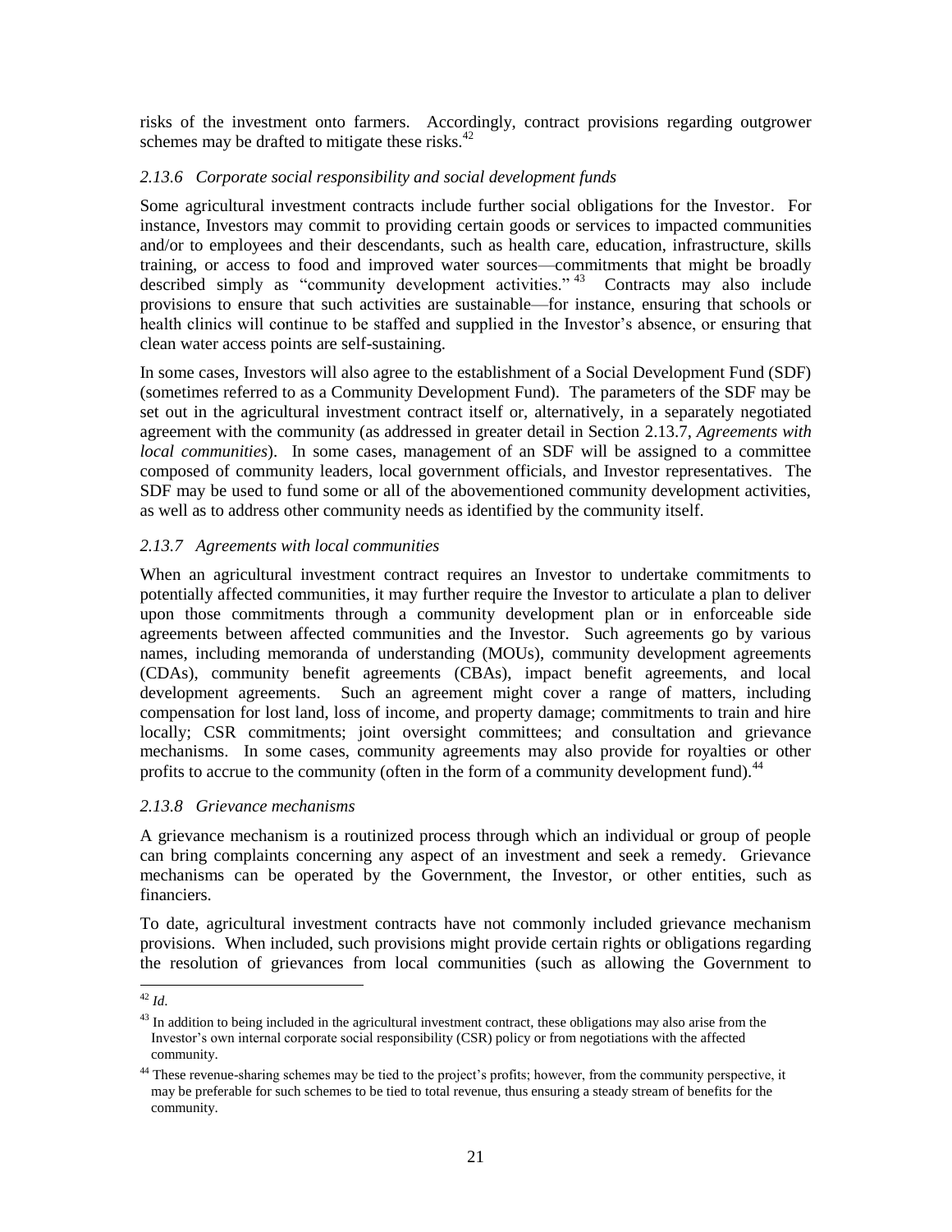risks of the investment onto farmers. Accordingly, contract provisions regarding outgrower schemes may be drafted to mitigate these risks.[42]

### *2.13.6 Corporate social responsibility and social development funds*

Some agricultural investment contracts include further social obligations for the Investor. For instance, Investors may commit to providing certain goods or services to impacted communities and/or to employees and their descendants, such as health care, education, infrastructure, skills training, or access to food and improved water sources—commitments that might be broadly described simply as "community development activities."[43] Contracts may also include provisions to ensure that such activities are sustainable—for instance, ensuring that schools or health clinics will continue to be staffed and supplied in the Investor's absence, or ensuring that clean water access points are self-sustaining.

In some cases, Investors will also agree to the establishment of a Social Development Fund (SDF) (sometimes referred to as a Community Development Fund). The parameters of the SDF may be set out in the agricultural investment contract itself or, alternatively, in a separately negotiated agreement with the community (as addressed in greater detail in Section 2.13.7, *Agreements with local communities*). In some cases, management of an SDF will be assigned to a committee composed of community leaders, local government officials, and Investor representatives. The SDF may be used to fund some or all of the abovementioned community development activities, as well as to address other community needs as identified by the community itself.

### *2.13.7 Agreements with local communities*

When an agricultural investment contract requires an Investor to undertake commitments to potentially affected communities, it may further require the Investor to articulate a plan to deliver upon those commitments through a community development plan or in enforceable side agreements between affected communities and the Investor. Such agreements go by various names, including memoranda of understanding (MOUs), community development agreements (CDAs), community benefit agreements (CBAs), impact benefit agreements, and local development agreements. Such an agreement might cover a range of matters, including compensation for lost land, loss of income, and property damage; commitments to train and hire locally; CSR commitments; joint oversight committees; and consultation and grievance mechanisms. In some cases, community agreements may also provide for royalties or other profits to accrue to the community (often in the form of a community development fund).[44]

### *2.13.8 Grievance mechanisms*

A grievance mechanism is a routinized process through which an individual or group of people can bring complaints concerning any aspect of an investment and seek a remedy. Grievance mechanisms can be operated by the Government, the Investor, or other entities, such as financiers.

To date, agricultural investment contracts have not commonly included grievance mechanism provisions. When included, such provisions might provide certain rights or obligations regarding the resolution of grievances from local communities (such as allowing the Government to

---

[42] *Id*.

[43] In addition to being included in the agricultural investment contract, these obligations may also arise from the Investor's own internal corporate social responsibility (CSR) policy or from negotiations with the affected community.

[44] These revenue-sharing schemes may be tied to the project's profits; however, from the community perspective, it may be preferable for such schemes to be tied to total revenue, thus ensuring a steady stream of benefits for the community.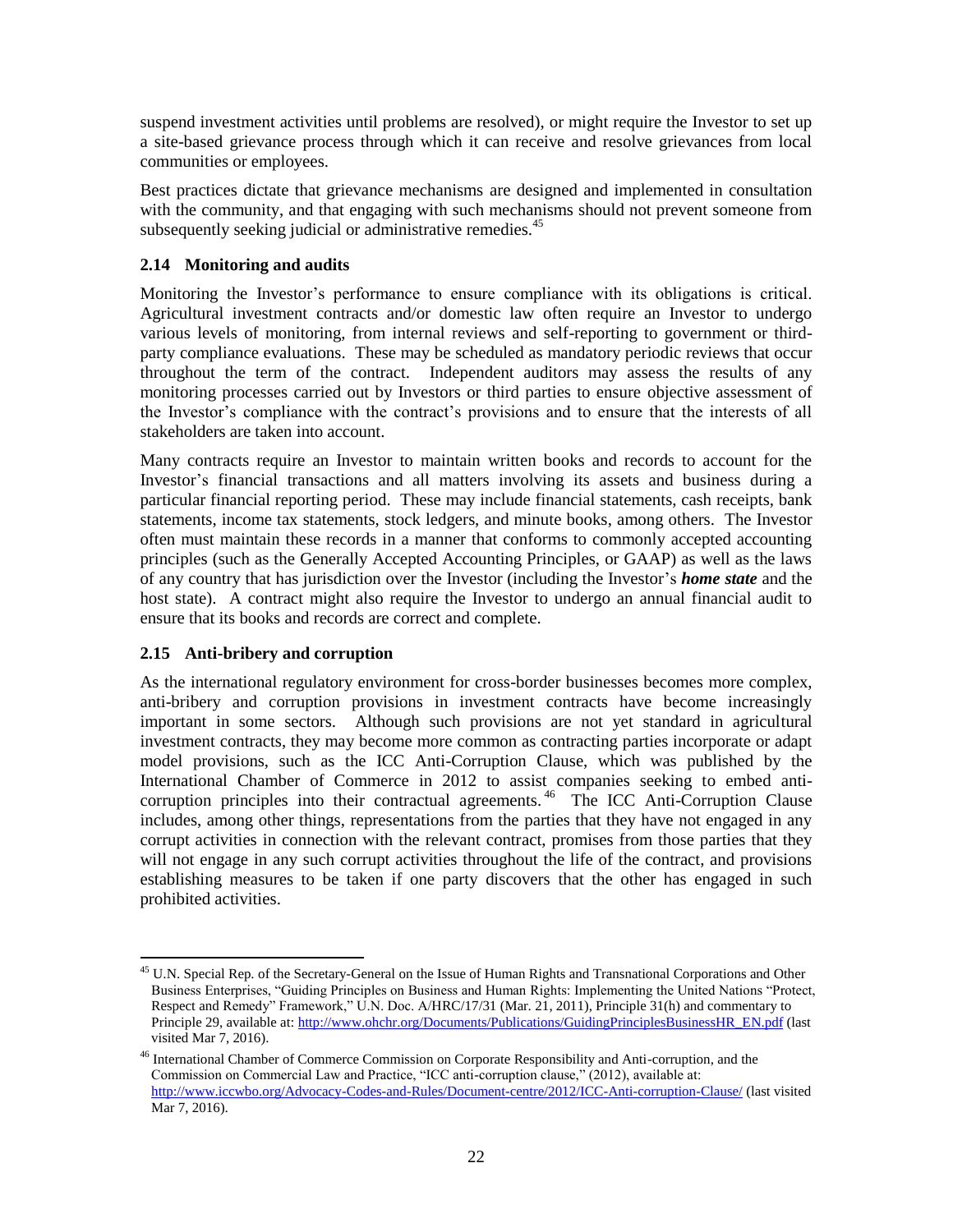suspend investment activities until problems are resolved), or might require the Investor to set up a site-based grievance process through which it can receive and resolve grievances from local communities or employees.

Best practices dictate that grievance mechanisms are designed and implemented in consultation with the community, and that engaging with such mechanisms should not prevent someone from subsequently seeking judicial or administrative remedies.[45]

### 2.14 Monitoring and audits

Monitoring the Investor's performance to ensure compliance with its obligations is critical. Agricultural investment contracts and/or domestic law often require an Investor to undergo various levels of monitoring, from internal reviews and self-reporting to government or third-party compliance evaluations. These may be scheduled as mandatory periodic reviews that occur throughout the term of the contract. Independent auditors may assess the results of any monitoring processes carried out by Investors or third parties to ensure objective assessment of the Investor's compliance with the contract's provisions and to ensure that the interests of all stakeholders are taken into account.

Many contracts require an Investor to maintain written books and records to account for the Investor's financial transactions and all matters involving its assets and business during a particular financial reporting period. These may include financial statements, cash receipts, bank statements, income tax statements, stock ledgers, and minute books, among others. The Investor often must maintain these records in a manner that conforms to commonly accepted accounting principles (such as the Generally Accepted Accounting Principles, or GAAP) as well as the laws of any country that has jurisdiction over the Investor (including the Investor's ***home state*** and the host state). A contract might also require the Investor to undergo an annual financial audit to ensure that its books and records are correct and complete.

### 2.15 Anti-bribery and corruption

As the international regulatory environment for cross-border businesses becomes more complex, anti-bribery and corruption provisions in investment contracts have become increasingly important in some sectors. Although such provisions are not yet standard in agricultural investment contracts, they may become more common as contracting parties incorporate or adapt model provisions, such as the ICC Anti-Corruption Clause, which was published by the International Chamber of Commerce in 2012 to assist companies seeking to embed anti-corruption principles into their contractual agreements.[46] The ICC Anti-Corruption Clause includes, among other things, representations from the parties that they have not engaged in any corrupt activities in connection with the relevant contract, promises from those parties that they will not engage in any such corrupt activities throughout the life of the contract, and provisions establishing measures to be taken if one party discovers that the other has engaged in such prohibited activities.

---

[45] U.N. Special Rep. of the Secretary-General on the Issue of Human Rights and Transnational Corporations and Other Business Enterprises, "Guiding Principles on Business and Human Rights: Implementing the United Nations "Protect, Respect and Remedy" Framework," U.N. Doc. A/HRC/17/31 (Mar. 21, 2011), Principle 31(h) and commentary to Principle 29, available at: http://www.ohchr.org/Documents/Publications/GuidingPrinciplesBusinessHR_EN.pdf (last visited Mar 7, 2016).

[46] International Chamber of Commerce Commission on Corporate Responsibility and Anti-corruption, and the Commission on Commercial Law and Practice, "ICC anti-corruption clause," (2012), available at: http://www.iccwbo.org/Advocacy-Codes-and-Rules/Document-centre/2012/ICC-Anti-corruption-Clause/ (last visited Mar 7, 2016).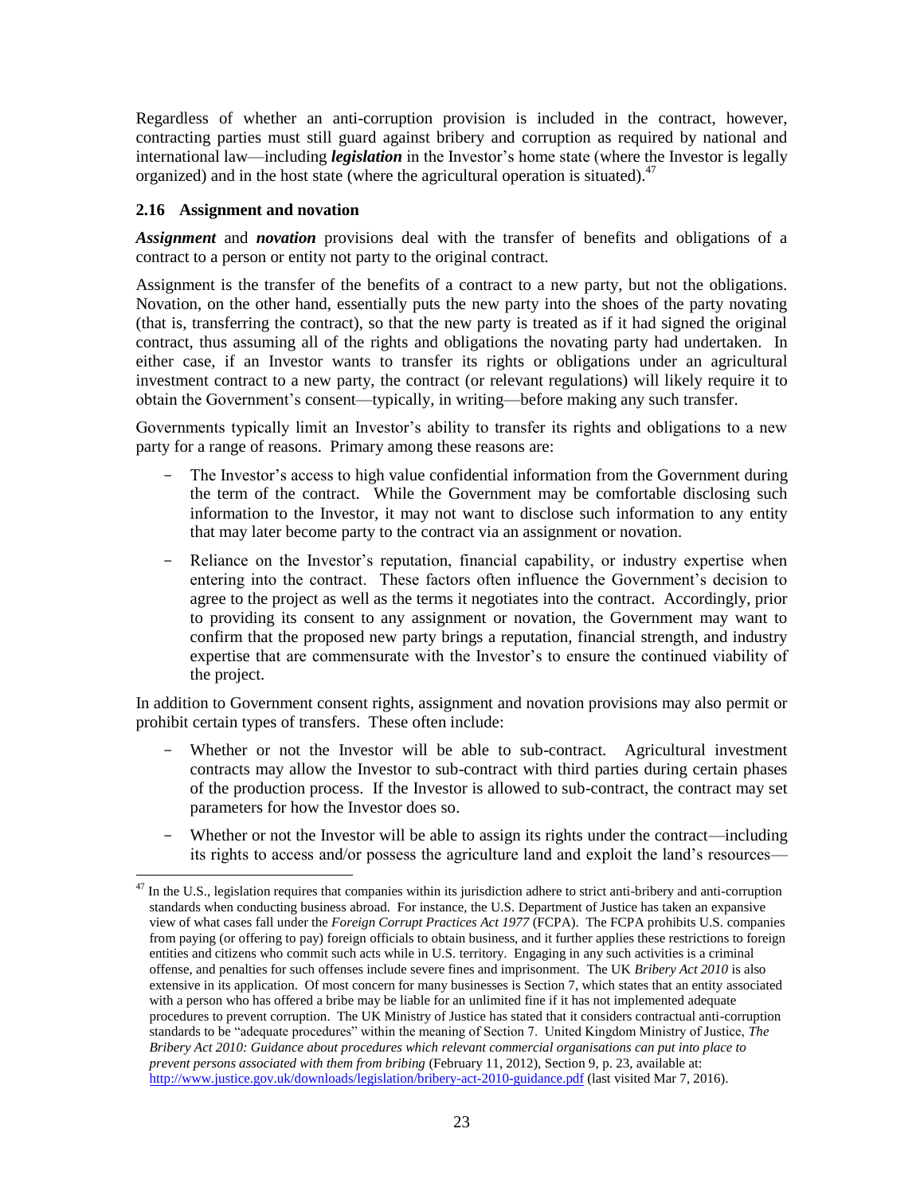Regardless of whether an anti-corruption provision is included in the contract, however, contracting parties must still guard against bribery and corruption as required by national and international law—including ***legislation*** in the Investor's home state (where the Investor is legally organized) and in the host state (where the agricultural operation is situated).[47]

### 2.16 Assignment and novation

***Assignment*** and ***novation*** provisions deal with the transfer of benefits and obligations of a contract to a person or entity not party to the original contract.

Assignment is the transfer of the benefits of a contract to a new party, but not the obligations. Novation, on the other hand, essentially puts the new party into the shoes of the party novating (that is, transferring the contract), so that the new party is treated as if it had signed the original contract, thus assuming all of the rights and obligations the novating party had undertaken. In either case, if an Investor wants to transfer its rights or obligations under an agricultural investment contract to a new party, the contract (or relevant regulations) will likely require it to obtain the Government's consent—typically, in writing—before making any such transfer.

Governments typically limit an Investor's ability to transfer its rights and obligations to a new party for a range of reasons. Primary among these reasons are:

- The Investor's access to high value confidential information from the Government during the term of the contract. While the Government may be comfortable disclosing such information to the Investor, it may not want to disclose such information to any entity that may later become party to the contract via an assignment or novation.
- Reliance on the Investor's reputation, financial capability, or industry expertise when entering into the contract. These factors often influence the Government's decision to agree to the project as well as the terms it negotiates into the contract. Accordingly, prior to providing its consent to any assignment or novation, the Government may want to confirm that the proposed new party brings a reputation, financial strength, and industry expertise that are commensurate with the Investor's to ensure the continued viability of the project.

In addition to Government consent rights, assignment and novation provisions may also permit or prohibit certain types of transfers. These often include:

- Whether or not the Investor will be able to sub-contract. Agricultural investment contracts may allow the Investor to sub-contract with third parties during certain phases of the production process. If the Investor is allowed to sub-contract, the contract may set parameters for how the Investor does so.
- Whether or not the Investor will be able to assign its rights under the contract—including its rights to access and/or possess the agriculture land and exploit the land's resources—

---

[47] In the U.S., legislation requires that companies within its jurisdiction adhere to strict anti-bribery and anti-corruption standards when conducting business abroad. For instance, the U.S. Department of Justice has taken an expansive view of what cases fall under the *Foreign Corrupt Practices Act 1977* (FCPA). The FCPA prohibits U.S. companies from paying (or offering to pay) foreign officials to obtain business, and it further applies these restrictions to foreign entities and citizens who commit such acts while in U.S. territory. Engaging in any such activities is a criminal offense, and penalties for such offenses include severe fines and imprisonment. The UK *Bribery Act 2010* is also extensive in its application. Of most concern for many businesses is Section 7, which states that an entity associated with a person who has offered a bribe may be liable for an unlimited fine if it has not implemented adequate procedures to prevent corruption. The UK Ministry of Justice has stated that it considers contractual anti-corruption standards to be "adequate procedures" within the meaning of Section 7. United Kingdom Ministry of Justice, *The Bribery Act 2010: Guidance about procedures which relevant commercial organisations can put into place to prevent persons associated with them from bribing* (February 11, 2012), Section 9, p. 23, available at: http://www.justice.gov.uk/downloads/legislation/bribery-act-2010-guidance.pdf (last visited Mar 7, 2016).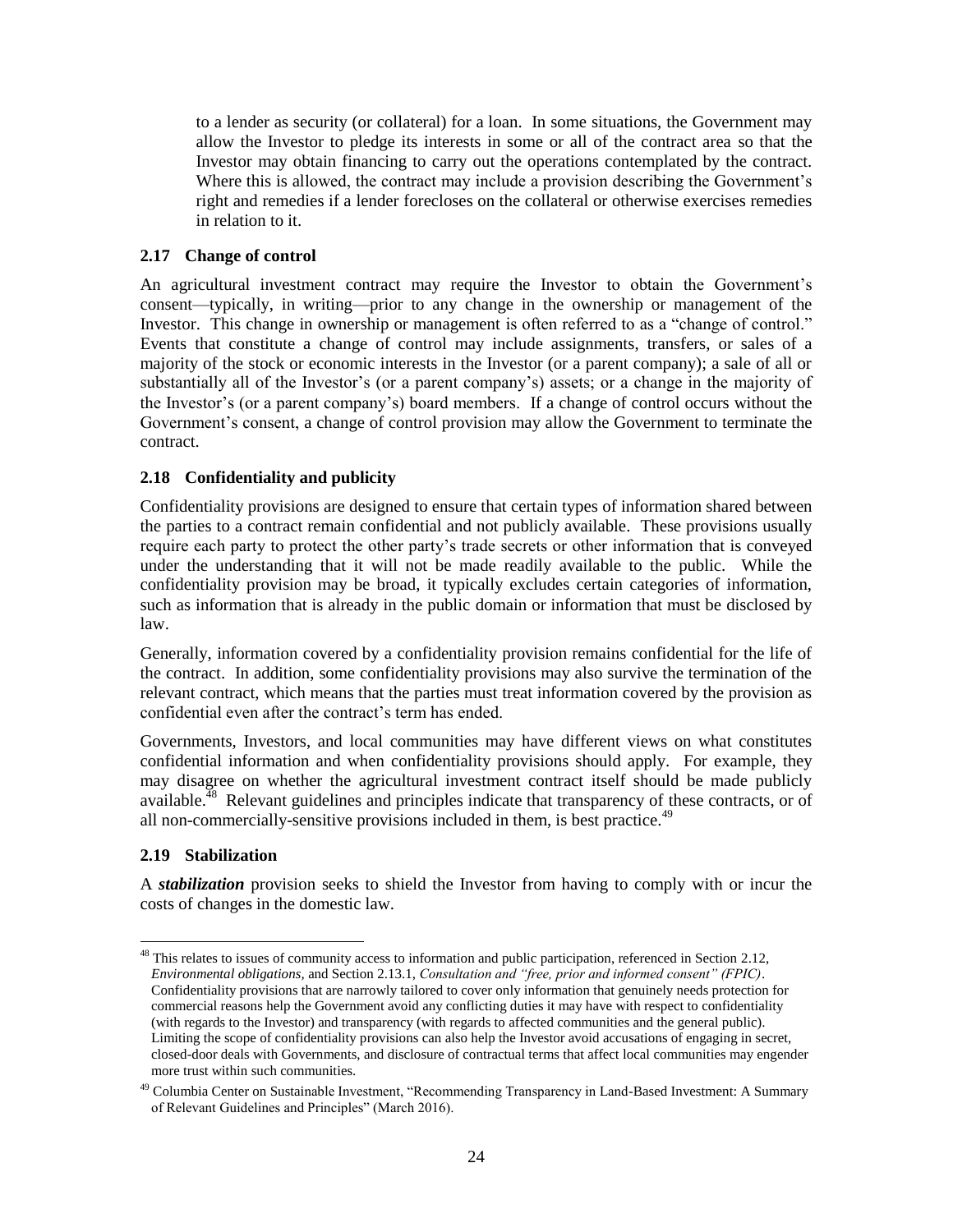to a lender as security (or collateral) for a loan. In some situations, the Government may allow the Investor to pledge its interests in some or all of the contract area so that the Investor may obtain financing to carry out the operations contemplated by the contract. Where this is allowed, the contract may include a provision describing the Government's right and remedies if a lender forecloses on the collateral or otherwise exercises remedies in relation to it.

### 2.17 Change of control

An agricultural investment contract may require the Investor to obtain the Government's consent—typically, in writing—prior to any change in the ownership or management of the Investor. This change in ownership or management is often referred to as a "change of control." Events that constitute a change of control may include assignments, transfers, or sales of a majority of the stock or economic interests in the Investor (or a parent company); a sale of all or substantially all of the Investor's (or a parent company's) assets; or a change in the majority of the Investor's (or a parent company's) board members. If a change of control occurs without the Government's consent, a change of control provision may allow the Government to terminate the contract.

### 2.18 Confidentiality and publicity

Confidentiality provisions are designed to ensure that certain types of information shared between the parties to a contract remain confidential and not publicly available. These provisions usually require each party to protect the other party's trade secrets or other information that is conveyed under the understanding that it will not be made readily available to the public. While the confidentiality provision may be broad, it typically excludes certain categories of information, such as information that is already in the public domain or information that must be disclosed by law.

Generally, information covered by a confidentiality provision remains confidential for the life of the contract. In addition, some confidentiality provisions may also survive the termination of the relevant contract, which means that the parties must treat information covered by the provision as confidential even after the contract's term has ended.

Governments, Investors, and local communities may have different views on what constitutes confidential information and when confidentiality provisions should apply. For example, they may disagree on whether the agricultural investment contract itself should be made publicly available.[48] Relevant guidelines and principles indicate that transparency of these contracts, or of all non-commercially-sensitive provisions included in them, is best practice.[49]

### 2.19 Stabilization

A ***stabilization*** provision seeks to shield the Investor from having to comply with or incur the costs of changes in the domestic law.

---

[48] This relates to issues of community access to information and public participation, referenced in Section 2.12, *Environmental obligations*, and Section 2.13.1, *Consultation and "free, prior and informed consent" (FPIC)*. Confidentiality provisions that are narrowly tailored to cover only information that genuinely needs protection for commercial reasons help the Government avoid any conflicting duties it may have with respect to confidentiality (with regards to the Investor) and transparency (with regards to affected communities and the general public). Limiting the scope of confidentiality provisions can also help the Investor avoid accusations of engaging in secret, closed-door deals with Governments, and disclosure of contractual terms that affect local communities may engender more trust within such communities.

[49] Columbia Center on Sustainable Investment, "Recommending Transparency in Land-Based Investment: A Summary of Relevant Guidelines and Principles" (March 2016).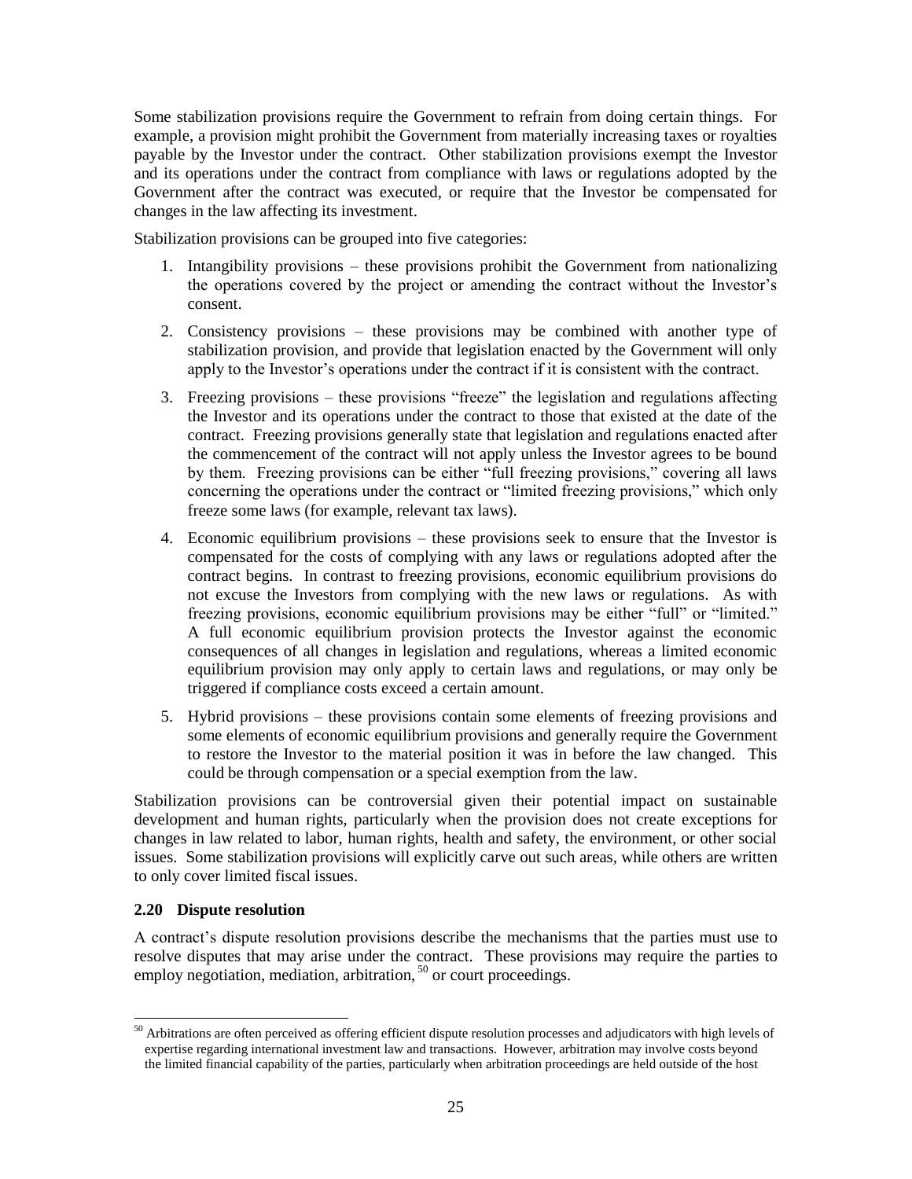Some stabilization provisions require the Government to refrain from doing certain things. For example, a provision might prohibit the Government from materially increasing taxes or royalties payable by the Investor under the contract. Other stabilization provisions exempt the Investor and its operations under the contract from compliance with laws or regulations adopted by the Government after the contract was executed, or require that the Investor be compensated for changes in the law affecting its investment.

Stabilization provisions can be grouped into five categories:

1. Intangibility provisions – these provisions prohibit the Government from nationalizing the operations covered by the project or amending the contract without the Investor's consent.
2. Consistency provisions – these provisions may be combined with another type of stabilization provision, and provide that legislation enacted by the Government will only apply to the Investor's operations under the contract if it is consistent with the contract.
3. Freezing provisions – these provisions "freeze" the legislation and regulations affecting the Investor and its operations under the contract to those that existed at the date of the contract. Freezing provisions generally state that legislation and regulations enacted after the commencement of the contract will not apply unless the Investor agrees to be bound by them. Freezing provisions can be either "full freezing provisions," covering all laws concerning the operations under the contract or "limited freezing provisions," which only freeze some laws (for example, relevant tax laws).
4. Economic equilibrium provisions – these provisions seek to ensure that the Investor is compensated for the costs of complying with any laws or regulations adopted after the contract begins. In contrast to freezing provisions, economic equilibrium provisions do not excuse the Investors from complying with the new laws or regulations. As with freezing provisions, economic equilibrium provisions may be either "full" or "limited." A full economic equilibrium provision protects the Investor against the economic consequences of all changes in legislation and regulations, whereas a limited economic equilibrium provision may only apply to certain laws and regulations, or may only be triggered if compliance costs exceed a certain amount.
5. Hybrid provisions – these provisions contain some elements of freezing provisions and some elements of economic equilibrium provisions and generally require the Government to restore the Investor to the material position it was in before the law changed. This could be through compensation or a special exemption from the law.

Stabilization provisions can be controversial given their potential impact on sustainable development and human rights, particularly when the provision does not create exceptions for changes in law related to labor, human rights, health and safety, the environment, or other social issues. Some stabilization provisions will explicitly carve out such areas, while others are written to only cover limited fiscal issues.

### 2.20 Dispute resolution

A contract's dispute resolution provisions describe the mechanisms that the parties must use to resolve disputes that may arise under the contract. These provisions may require the parties to employ negotiation, mediation, arbitration, [50] or court proceedings.

[50] Arbitrations are often perceived as offering efficient dispute resolution processes and adjudicators with high levels of expertise regarding international investment law and transactions. However, arbitration may involve costs beyond the limited financial capability of the parties, particularly when arbitration proceedings are held outside of the host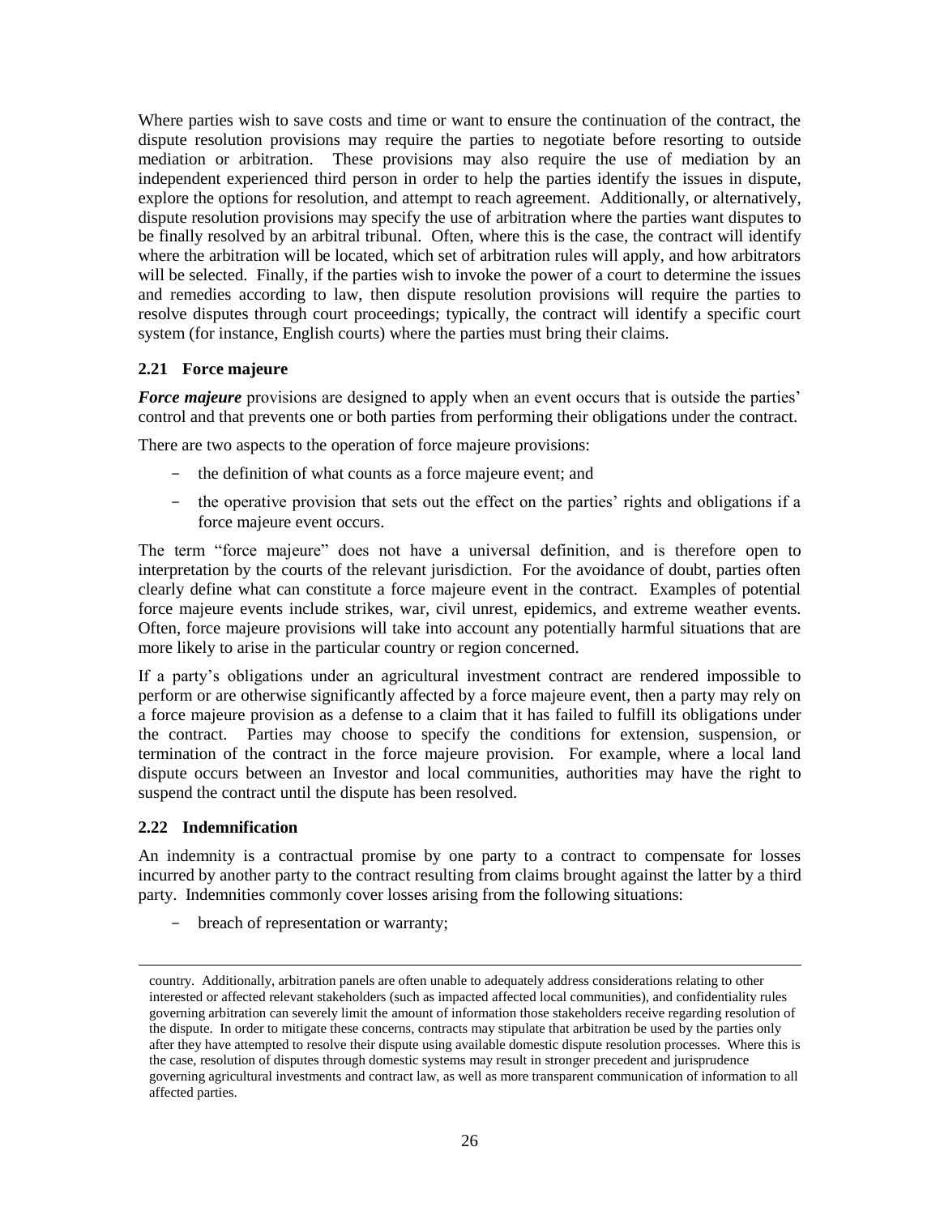Where parties wish to save costs and time or want to ensure the continuation of the contract, the dispute resolution provisions may require the parties to negotiate before resorting to outside mediation or arbitration. These provisions may also require the use of mediation by an independent experienced third person in order to help the parties identify the issues in dispute, explore the options for resolution, and attempt to reach agreement. Additionally, or alternatively, dispute resolution provisions may specify the use of arbitration where the parties want disputes to be finally resolved by an arbitral tribunal. Often, where this is the case, the contract will identify where the arbitration will be located, which set of arbitration rules will apply, and how arbitrators will be selected. Finally, if the parties wish to invoke the power of a court to determine the issues and remedies according to law, then dispute resolution provisions will require the parties to resolve disputes through court proceedings; typically, the contract will identify a specific court system (for instance, English courts) where the parties must bring their claims.

### 2.21 Force majeure

***Force majeure*** provisions are designed to apply when an event occurs that is outside the parties' control and that prevents one or both parties from performing their obligations under the contract.

There are two aspects to the operation of force majeure provisions:

- the definition of what counts as a force majeure event; and
- the operative provision that sets out the effect on the parties' rights and obligations if a force majeure event occurs.

The term "force majeure" does not have a universal definition, and is therefore open to interpretation by the courts of the relevant jurisdiction. For the avoidance of doubt, parties often clearly define what can constitute a force majeure event in the contract. Examples of potential force majeure events include strikes, war, civil unrest, epidemics, and extreme weather events. Often, force majeure provisions will take into account any potentially harmful situations that are more likely to arise in the particular country or region concerned.

If a party's obligations under an agricultural investment contract are rendered impossible to perform or are otherwise significantly affected by a force majeure event, then a party may rely on a force majeure provision as a defense to a claim that it has failed to fulfill its obligations under the contract. Parties may choose to specify the conditions for extension, suspension, or termination of the contract in the force majeure provision. For example, where a local land dispute occurs between an Investor and local communities, authorities may have the right to suspend the contract until the dispute has been resolved.

### 2.22 Indemnification

An indemnity is a contractual promise by one party to a contract to compensate for losses incurred by another party to the contract resulting from claims brought against the latter by a third party. Indemnities commonly cover losses arising from the following situations:

- breach of representation or warranty;

---

country. Additionally, arbitration panels are often unable to adequately address considerations relating to other interested or affected relevant stakeholders (such as impacted affected local communities), and confidentiality rules governing arbitration can severely limit the amount of information those stakeholders receive regarding resolution of the dispute. In order to mitigate these concerns, contracts may stipulate that arbitration be used by the parties only after they have attempted to resolve their dispute using available domestic dispute resolution processes. Where this is the case, resolution of disputes through domestic systems may result in stronger precedent and jurisprudence governing agricultural investments and contract law, as well as more transparent communication of information to all affected parties.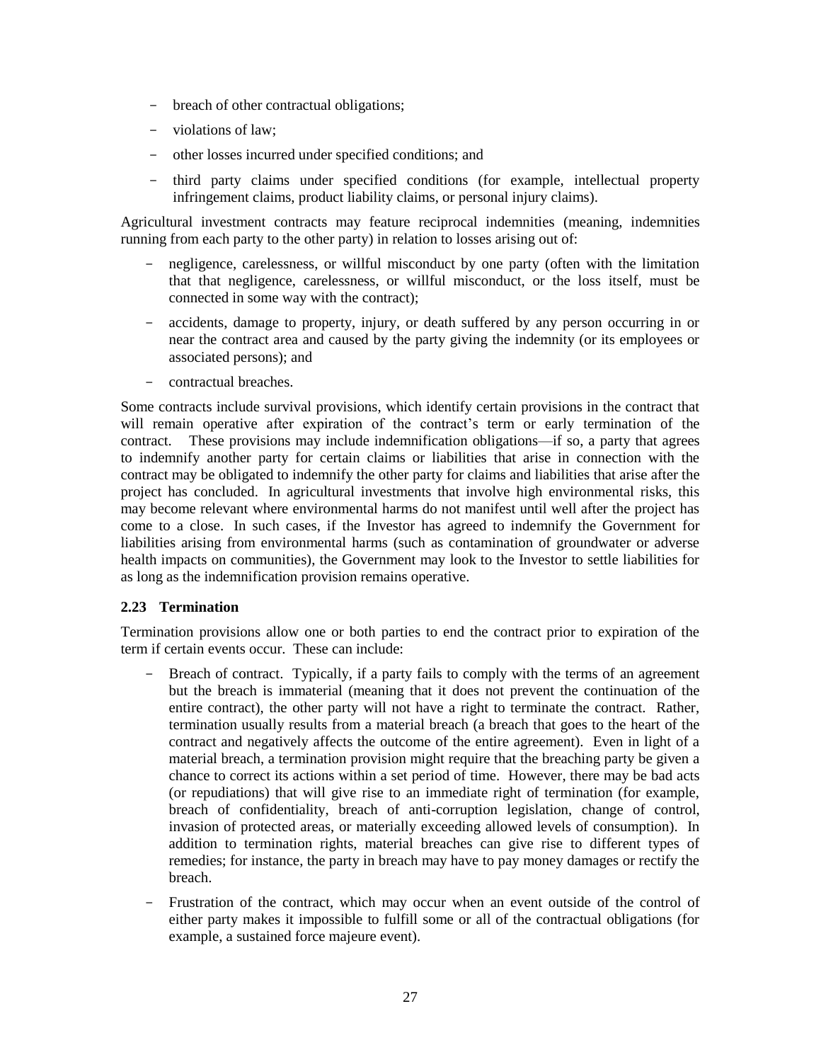- breach of other contractual obligations;
- violations of law;
- other losses incurred under specified conditions; and
- third party claims under specified conditions (for example, intellectual property infringement claims, product liability claims, or personal injury claims).

Agricultural investment contracts may feature reciprocal indemnities (meaning, indemnities running from each party to the other party) in relation to losses arising out of:

- negligence, carelessness, or willful misconduct by one party (often with the limitation that that negligence, carelessness, or willful misconduct, or the loss itself, must be connected in some way with the contract);
- accidents, damage to property, injury, or death suffered by any person occurring in or near the contract area and caused by the party giving the indemnity (or its employees or associated persons); and
- contractual breaches.

Some contracts include survival provisions, which identify certain provisions in the contract that will remain operative after expiration of the contract's term or early termination of the contract. These provisions may include indemnification obligations—if so, a party that agrees to indemnify another party for certain claims or liabilities that arise in connection with the contract may be obligated to indemnify the other party for claims and liabilities that arise after the project has concluded. In agricultural investments that involve high environmental risks, this may become relevant where environmental harms do not manifest until well after the project has come to a close. In such cases, if the Investor has agreed to indemnify the Government for liabilities arising from environmental harms (such as contamination of groundwater or adverse health impacts on communities), the Government may look to the Investor to settle liabilities for as long as the indemnification provision remains operative.

### 2.23 Termination

Termination provisions allow one or both parties to end the contract prior to expiration of the term if certain events occur. These can include:

- Breach of contract. Typically, if a party fails to comply with the terms of an agreement but the breach is immaterial (meaning that it does not prevent the continuation of the entire contract), the other party will not have a right to terminate the contract. Rather, termination usually results from a material breach (a breach that goes to the heart of the contract and negatively affects the outcome of the entire agreement). Even in light of a material breach, a termination provision might require that the breaching party be given a chance to correct its actions within a set period of time. However, there may be bad acts (or repudiations) that will give rise to an immediate right of termination (for example, breach of confidentiality, breach of anti-corruption legislation, change of control, invasion of protected areas, or materially exceeding allowed levels of consumption). In addition to termination rights, material breaches can give rise to different types of remedies; for instance, the party in breach may have to pay money damages or rectify the breach.
- Frustration of the contract, which may occur when an event outside of the control of either party makes it impossible to fulfill some or all of the contractual obligations (for example, a sustained force majeure event).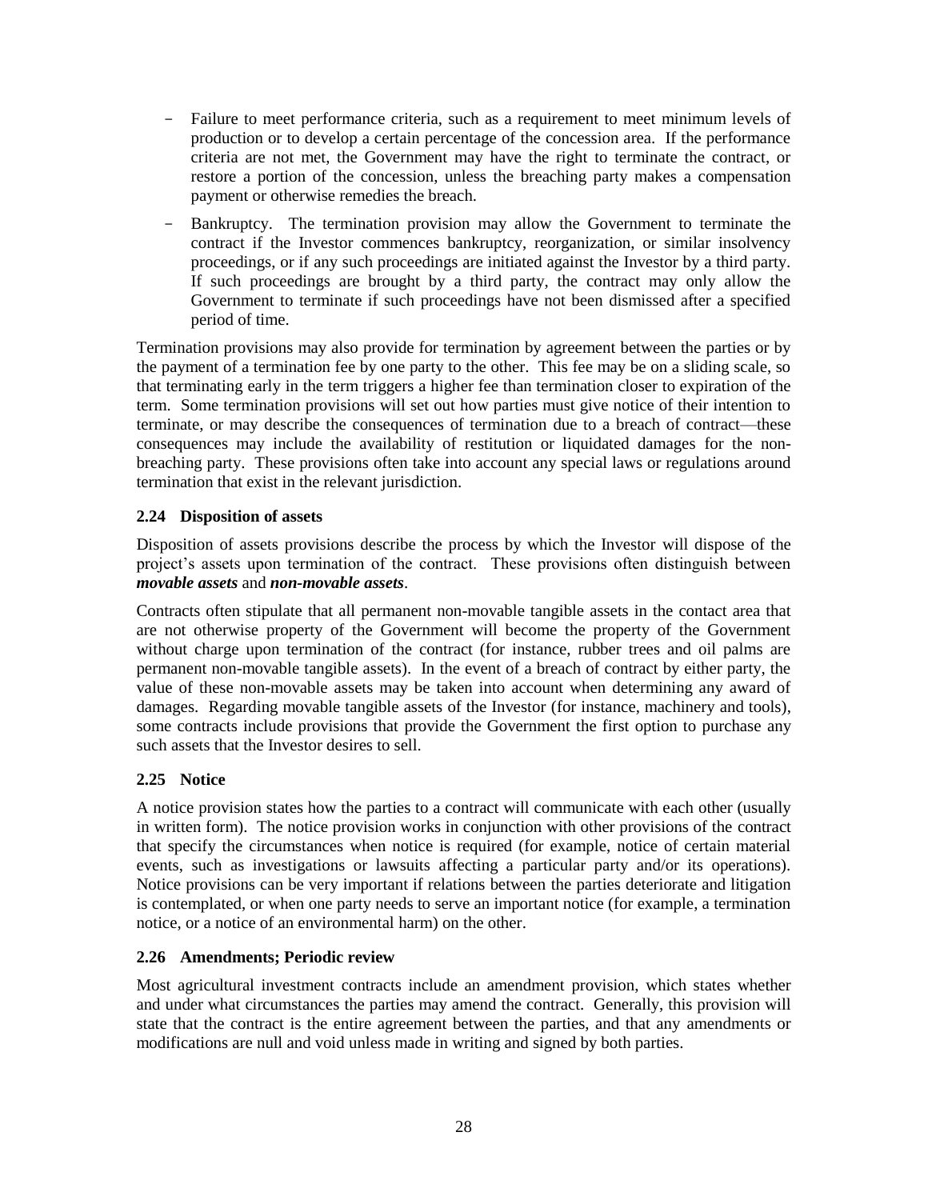- Failure to meet performance criteria, such as a requirement to meet minimum levels of production or to develop a certain percentage of the concession area. If the performance criteria are not met, the Government may have the right to terminate the contract, or restore a portion of the concession, unless the breaching party makes a compensation payment or otherwise remedies the breach.
- Bankruptcy. The termination provision may allow the Government to terminate the contract if the Investor commences bankruptcy, reorganization, or similar insolvency proceedings, or if any such proceedings are initiated against the Investor by a third party. If such proceedings are brought by a third party, the contract may only allow the Government to terminate if such proceedings have not been dismissed after a specified period of time.

Termination provisions may also provide for termination by agreement between the parties or by the payment of a termination fee by one party to the other. This fee may be on a sliding scale, so that terminating early in the term triggers a higher fee than termination closer to expiration of the term. Some termination provisions will set out how parties must give notice of their intention to terminate, or may describe the consequences of termination due to a breach of contract—these consequences may include the availability of restitution or liquidated damages for the non-breaching party. These provisions often take into account any special laws or regulations around termination that exist in the relevant jurisdiction.

### 2.24 Disposition of assets

Disposition of assets provisions describe the process by which the Investor will dispose of the project's assets upon termination of the contract. These provisions often distinguish between ***movable assets*** and ***non-movable assets***.

Contracts often stipulate that all permanent non-movable tangible assets in the contact area that are not otherwise property of the Government will become the property of the Government without charge upon termination of the contract (for instance, rubber trees and oil palms are permanent non-movable tangible assets). In the event of a breach of contract by either party, the value of these non-movable assets may be taken into account when determining any award of damages. Regarding movable tangible assets of the Investor (for instance, machinery and tools), some contracts include provisions that provide the Government the first option to purchase any such assets that the Investor desires to sell.

### 2.25 Notice

A notice provision states how the parties to a contract will communicate with each other (usually in written form). The notice provision works in conjunction with other provisions of the contract that specify the circumstances when notice is required (for example, notice of certain material events, such as investigations or lawsuits affecting a particular party and/or its operations). Notice provisions can be very important if relations between the parties deteriorate and litigation is contemplated, or when one party needs to serve an important notice (for example, a termination notice, or a notice of an environmental harm) on the other.

### 2.26 Amendments; Periodic review

Most agricultural investment contracts include an amendment provision, which states whether and under what circumstances the parties may amend the contract. Generally, this provision will state that the contract is the entire agreement between the parties, and that any amendments or modifications are null and void unless made in writing and signed by both parties.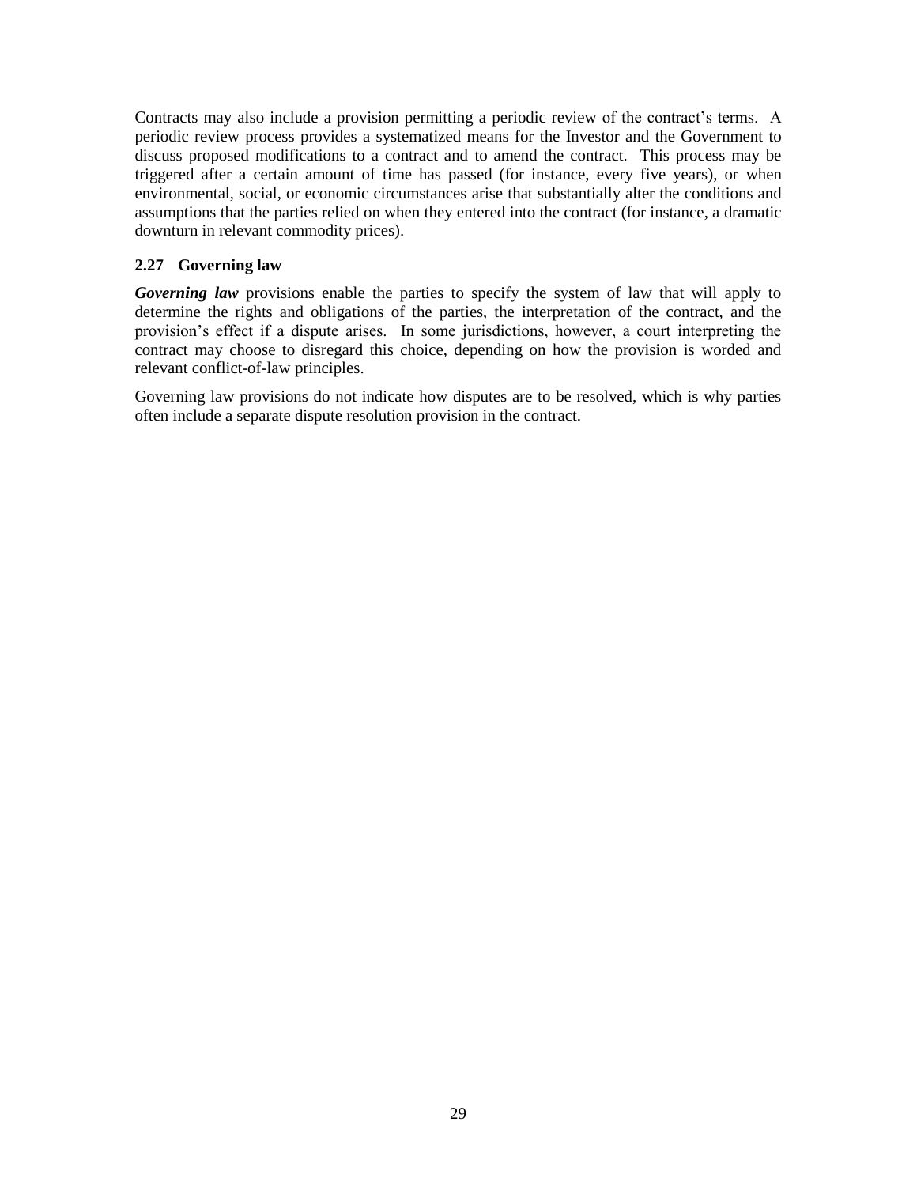Contracts may also include a provision permitting a periodic review of the contract's terms. A periodic review process provides a systematized means for the Investor and the Government to discuss proposed modifications to a contract and to amend the contract. This process may be triggered after a certain amount of time has passed (for instance, every five years), or when environmental, social, or economic circumstances arise that substantially alter the conditions and assumptions that the parties relied on when they entered into the contract (for instance, a dramatic downturn in relevant commodity prices).

### 2.27 Governing law

***Governing law*** provisions enable the parties to specify the system of law that will apply to determine the rights and obligations of the parties, the interpretation of the contract, and the provision's effect if a dispute arises. In some jurisdictions, however, a court interpreting the contract may choose to disregard this choice, depending on how the provision is worded and relevant conflict-of-law principles.

Governing law provisions do not indicate how disputes are to be resolved, which is why parties often include a separate dispute resolution provision in the contract.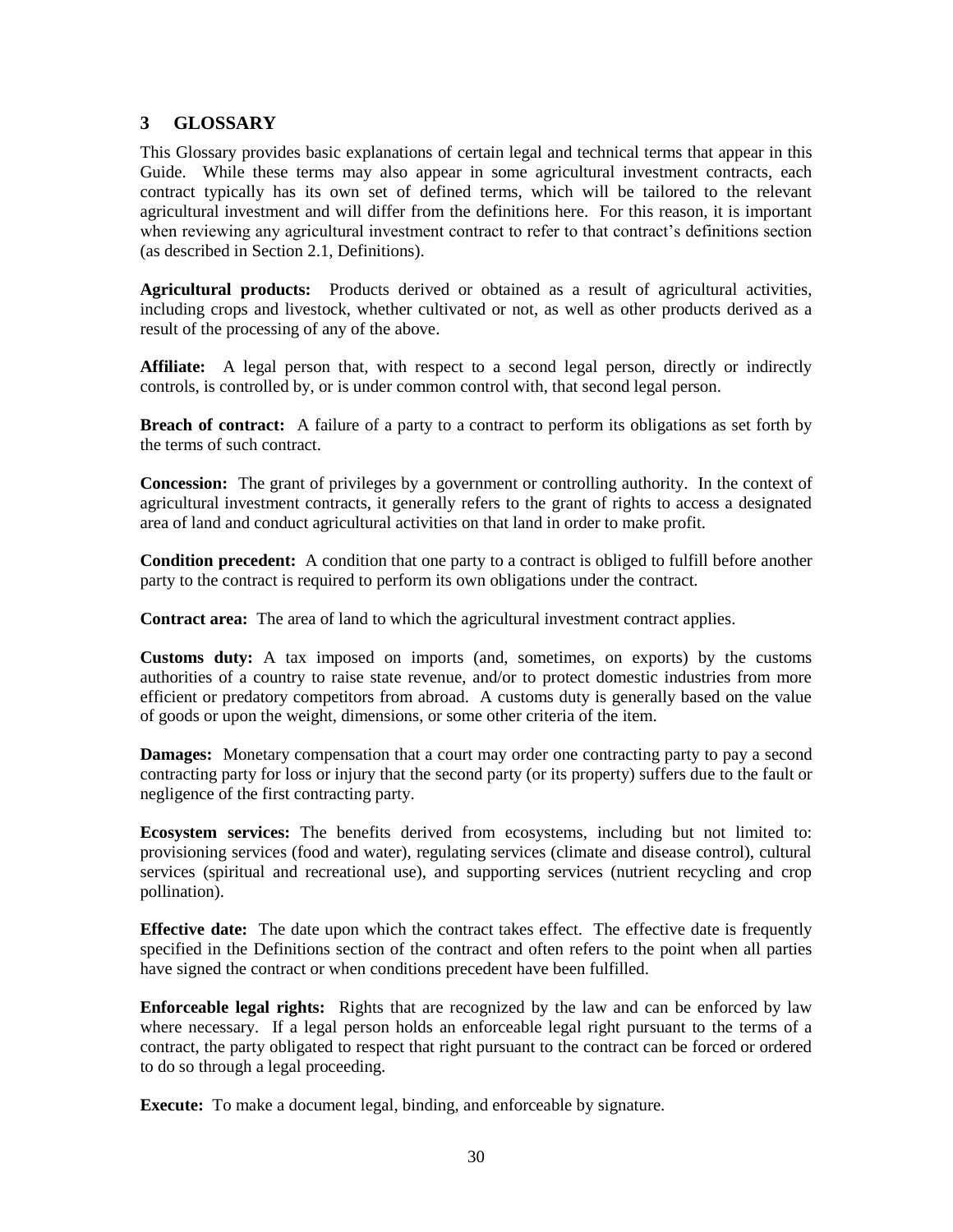## 3 GLOSSARY

This Glossary provides basic explanations of certain legal and technical terms that appear in this Guide. While these terms may also appear in some agricultural investment contracts, each contract typically has its own set of defined terms, which will be tailored to the relevant agricultural investment and will differ from the definitions here. For this reason, it is important when reviewing any agricultural investment contract to refer to that contract's definitions section (as described in Section 2.1, Definitions).

**Agricultural products:** Products derived or obtained as a result of agricultural activities, including crops and livestock, whether cultivated or not, as well as other products derived as a result of the processing of any of the above.

**Affiliate:** A legal person that, with respect to a second legal person, directly or indirectly controls, is controlled by, or is under common control with, that second legal person.

**Breach of contract:** A failure of a party to a contract to perform its obligations as set forth by the terms of such contract.

**Concession:** The grant of privileges by a government or controlling authority. In the context of agricultural investment contracts, it generally refers to the grant of rights to access a designated area of land and conduct agricultural activities on that land in order to make profit.

**Condition precedent:** A condition that one party to a contract is obliged to fulfill before another party to the contract is required to perform its own obligations under the contract.

**Contract area:** The area of land to which the agricultural investment contract applies.

**Customs duty:** A tax imposed on imports (and, sometimes, on exports) by the customs authorities of a country to raise state revenue, and/or to protect domestic industries from more efficient or predatory competitors from abroad. A customs duty is generally based on the value of goods or upon the weight, dimensions, or some other criteria of the item.

**Damages:** Monetary compensation that a court may order one contracting party to pay a second contracting party for loss or injury that the second party (or its property) suffers due to the fault or negligence of the first contracting party.

**Ecosystem services:** The benefits derived from ecosystems, including but not limited to: provisioning services (food and water), regulating services (climate and disease control), cultural services (spiritual and recreational use), and supporting services (nutrient recycling and crop pollination).

**Effective date:** The date upon which the contract takes effect. The effective date is frequently specified in the Definitions section of the contract and often refers to the point when all parties have signed the contract or when conditions precedent have been fulfilled.

**Enforceable legal rights:** Rights that are recognized by the law and can be enforced by law where necessary. If a legal person holds an enforceable legal right pursuant to the terms of a contract, the party obligated to respect that right pursuant to the contract can be forced or ordered to do so through a legal proceeding.

**Execute:** To make a document legal, binding, and enforceable by signature.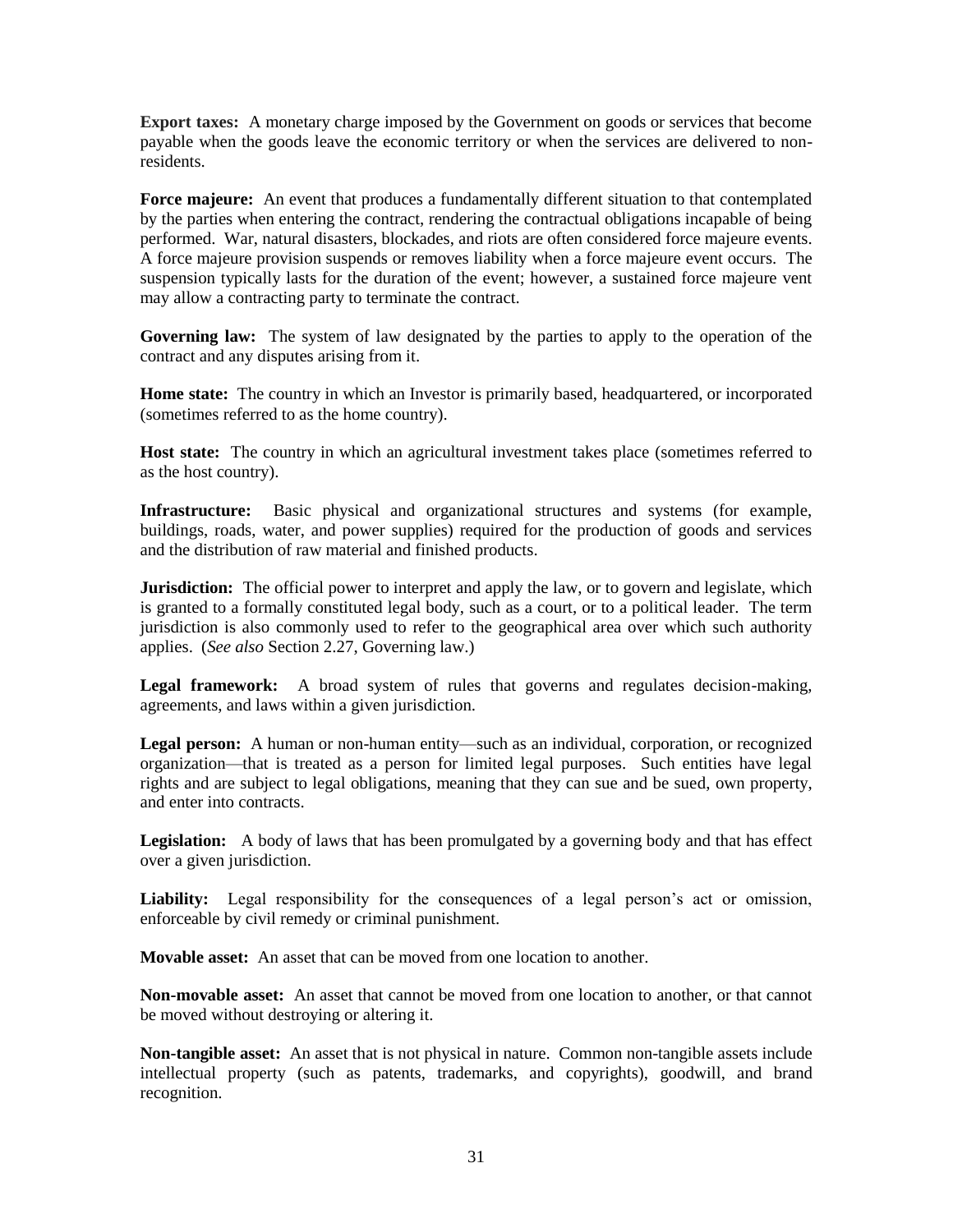**Export taxes:** A monetary charge imposed by the Government on goods or services that become payable when the goods leave the economic territory or when the services are delivered to non-residents.

**Force majeure:** An event that produces a fundamentally different situation to that contemplated by the parties when entering the contract, rendering the contractual obligations incapable of being performed. War, natural disasters, blockades, and riots are often considered force majeure events. A force majeure provision suspends or removes liability when a force majeure event occurs. The suspension typically lasts for the duration of the event; however, a sustained force majeure vent may allow a contracting party to terminate the contract.

**Governing law:** The system of law designated by the parties to apply to the operation of the contract and any disputes arising from it.

**Home state:** The country in which an Investor is primarily based, headquartered, or incorporated (sometimes referred to as the home country).

**Host state:** The country in which an agricultural investment takes place (sometimes referred to as the host country).

**Infrastructure:** Basic physical and organizational structures and systems (for example, buildings, roads, water, and power supplies) required for the production of goods and services and the distribution of raw material and finished products.

**Jurisdiction:** The official power to interpret and apply the law, or to govern and legislate, which is granted to a formally constituted legal body, such as a court, or to a political leader. The term jurisdiction is also commonly used to refer to the geographical area over which such authority applies. (*See also* Section 2.27, Governing law.)

**Legal framework:** A broad system of rules that governs and regulates decision-making, agreements, and laws within a given jurisdiction.

**Legal person:** A human or non-human entity—such as an individual, corporation, or recognized organization—that is treated as a person for limited legal purposes. Such entities have legal rights and are subject to legal obligations, meaning that they can sue and be sued, own property, and enter into contracts.

**Legislation:** A body of laws that has been promulgated by a governing body and that has effect over a given jurisdiction.

**Liability:** Legal responsibility for the consequences of a legal person's act or omission, enforceable by civil remedy or criminal punishment.

**Movable asset:** An asset that can be moved from one location to another.

**Non-movable asset:** An asset that cannot be moved from one location to another, or that cannot be moved without destroying or altering it.

**Non-tangible asset:** An asset that is not physical in nature. Common non-tangible assets include intellectual property (such as patents, trademarks, and copyrights), goodwill, and brand recognition.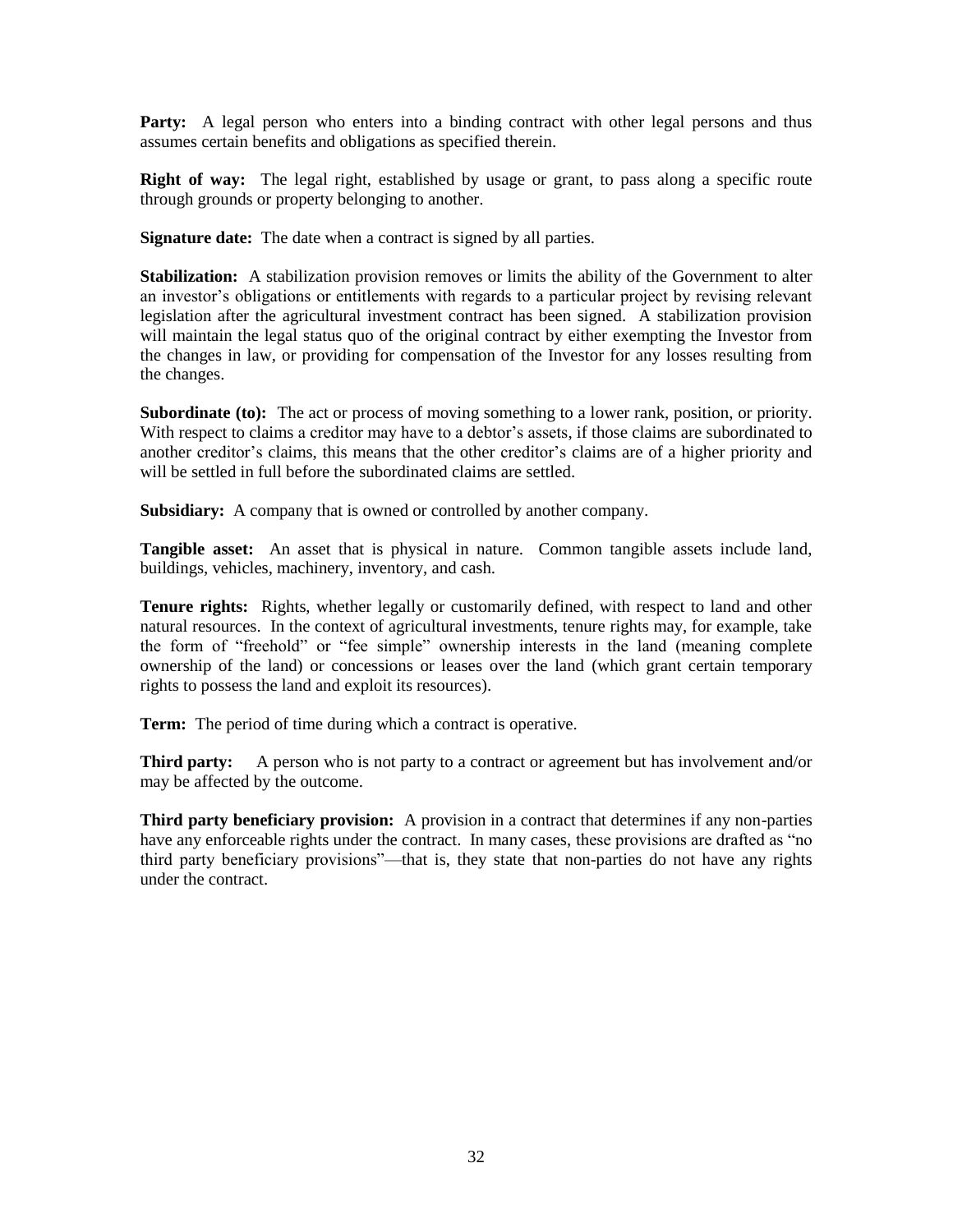**Party:** A legal person who enters into a binding contract with other legal persons and thus assumes certain benefits and obligations as specified therein.

**Right of way:** The legal right, established by usage or grant, to pass along a specific route through grounds or property belonging to another.

**Signature date:** The date when a contract is signed by all parties.

**Stabilization:** A stabilization provision removes or limits the ability of the Government to alter an investor's obligations or entitlements with regards to a particular project by revising relevant legislation after the agricultural investment contract has been signed. A stabilization provision will maintain the legal status quo of the original contract by either exempting the Investor from the changes in law, or providing for compensation of the Investor for any losses resulting from the changes.

**Subordinate (to):** The act or process of moving something to a lower rank, position, or priority. With respect to claims a creditor may have to a debtor's assets, if those claims are subordinated to another creditor's claims, this means that the other creditor's claims are of a higher priority and will be settled in full before the subordinated claims are settled.

**Subsidiary:** A company that is owned or controlled by another company.

**Tangible asset:** An asset that is physical in nature. Common tangible assets include land, buildings, vehicles, machinery, inventory, and cash.

**Tenure rights:** Rights, whether legally or customarily defined, with respect to land and other natural resources. In the context of agricultural investments, tenure rights may, for example, take the form of "freehold" or "fee simple" ownership interests in the land (meaning complete ownership of the land) or concessions or leases over the land (which grant certain temporary rights to possess the land and exploit its resources).

**Term:** The period of time during which a contract is operative.

**Third party:** A person who is not party to a contract or agreement but has involvement and/or may be affected by the outcome.

**Third party beneficiary provision:** A provision in a contract that determines if any non-parties have any enforceable rights under the contract. In many cases, these provisions are drafted as "no third party beneficiary provisions"—that is, they state that non-parties do not have any rights under the contract.